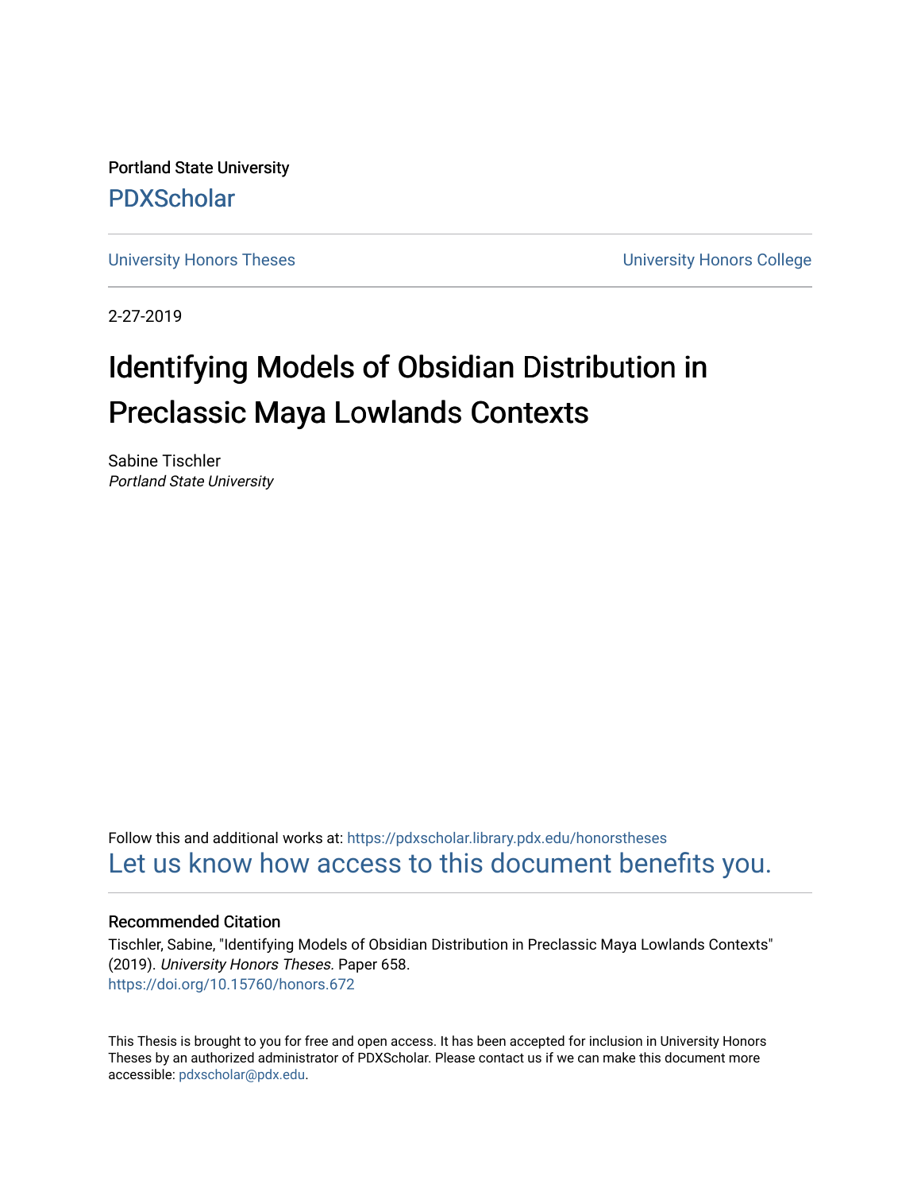Portland State University

PDXScholar

University Honors Theses

University Honors College

2-27-2019

# Identifying Models of Obsidian Distribution in Preclassic Maya Lowlands Contexts

Sabine Tischler
*Portland State University*

Follow this and additional works at: https://pdxscholar.library.pdx.edu/honorstheses

Let us know how access to this document benefits you.

## Recommended Citation

Tischler, Sabine, "Identifying Models of Obsidian Distribution in Preclassic Maya Lowlands Contexts" (2019). *University Honors Theses.* Paper 658.
https://doi.org/10.15760/honors.672

This Thesis is brought to you for free and open access. It has been accepted for inclusion in University Honors Theses by an authorized administrator of PDXScholar. Please contact us if we can make this document more accessible: pdxscholar@pdx.edu.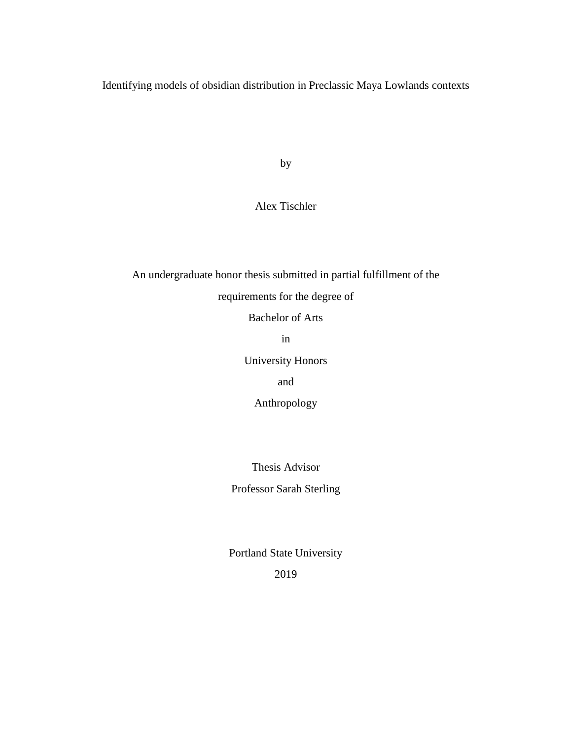# Identifying models of obsidian distribution in Preclassic Maya Lowlands contexts

by

Alex Tischler

An undergraduate honor thesis submitted in partial fulfillment of the

requirements for the degree of

Bachelor of Arts

in

University Honors

and

Anthropology

Thesis Advisor

Professor Sarah Sterling

Portland State University

2019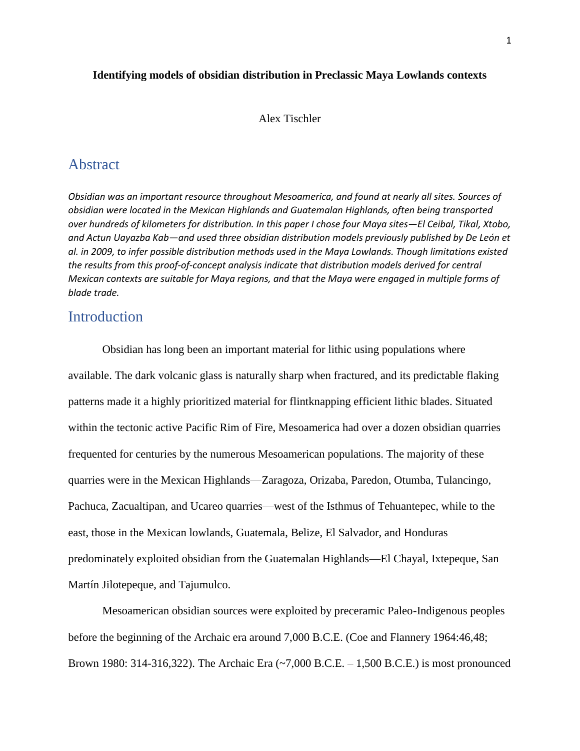**Identifying models of obsidian distribution in Preclassic Maya Lowlands contexts**

Alex Tischler

## Abstract

*Obsidian was an important resource throughout Mesoamerica, and found at nearly all sites. Sources of obsidian were located in the Mexican Highlands and Guatemalan Highlands, often being transported over hundreds of kilometers for distribution. In this paper I chose four Maya sites—El Ceibal, Tikal, Xtobo, and Actun Uayazba Kab—and used three obsidian distribution models previously published by De León et al. in 2009, to infer possible distribution methods used in the Maya Lowlands. Though limitations existed the results from this proof-of-concept analysis indicate that distribution models derived for central Mexican contexts are suitable for Maya regions, and that the Maya were engaged in multiple forms of blade trade.*

## Introduction

Obsidian has long been an important material for lithic using populations where available. The dark volcanic glass is naturally sharp when fractured, and its predictable flaking patterns made it a highly prioritized material for flintknapping efficient lithic blades. Situated within the tectonic active Pacific Rim of Fire, Mesoamerica had over a dozen obsidian quarries frequented for centuries by the numerous Mesoamerican populations. The majority of these quarries were in the Mexican Highlands—Zaragoza, Orizaba, Paredon, Otumba, Tulancingo, Pachuca, Zacualtipan, and Ucareo quarries—west of the Isthmus of Tehuantepec, while to the east, those in the Mexican lowlands, Guatemala, Belize, El Salvador, and Honduras predominately exploited obsidian from the Guatemalan Highlands—El Chayal, Ixtepeque, San Martín Jilotepeque, and Tajumulco.

Mesoamerican obsidian sources were exploited by preceramic Paleo-Indigenous peoples before the beginning of the Archaic era around 7,000 B.C.E. (Coe and Flannery 1964:46,48; Brown 1980: 314-316,322). The Archaic Era (~7,000 B.C.E. – 1,500 B.C.E.) is most pronounced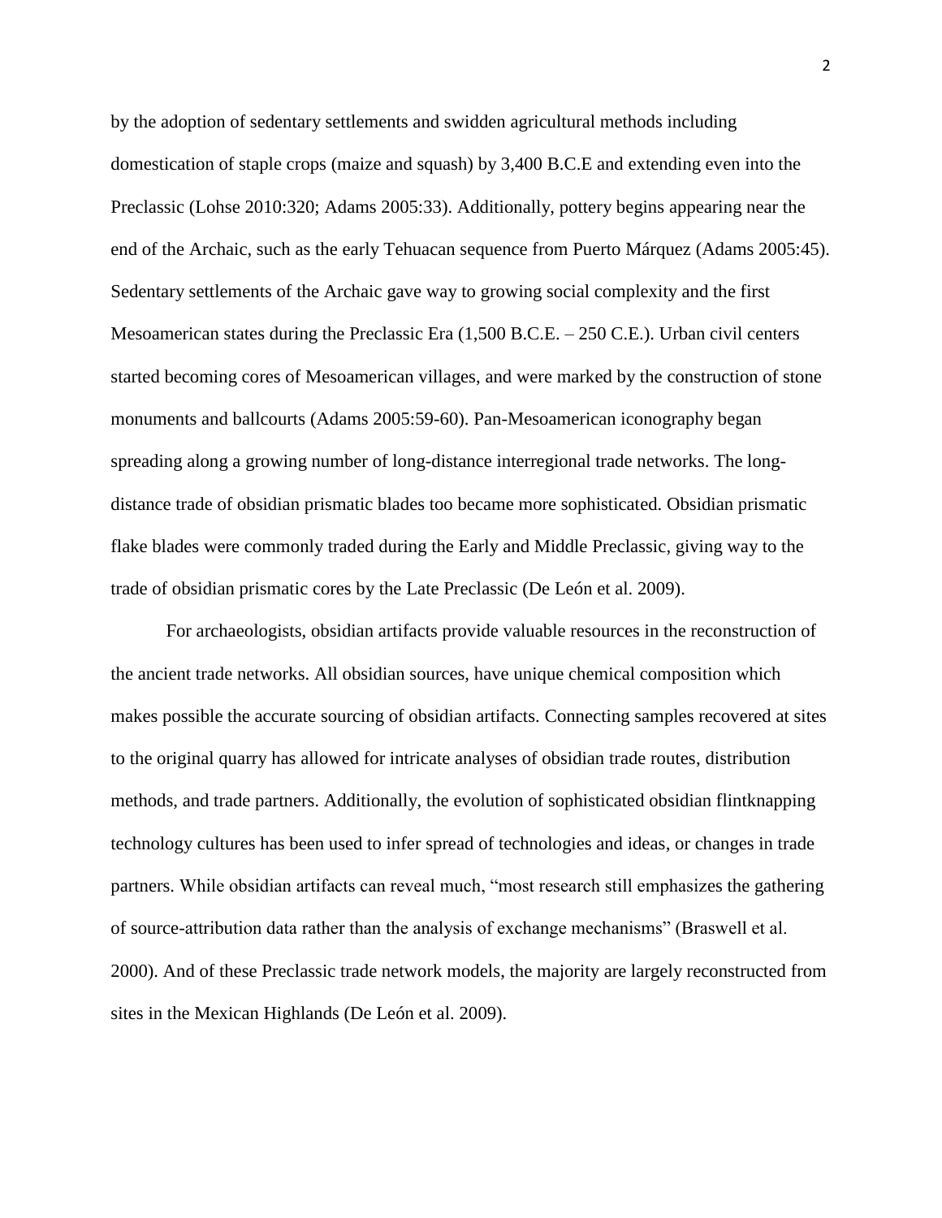by the adoption of sedentary settlements and swidden agricultural methods including domestication of staple crops (maize and squash) by 3,400 B.C.E and extending even into the Preclassic (Lohse 2010:320; Adams 2005:33). Additionally, pottery begins appearing near the end of the Archaic, such as the early Tehuacan sequence from Puerto Márquez (Adams 2005:45). Sedentary settlements of the Archaic gave way to growing social complexity and the first Mesoamerican states during the Preclassic Era (1,500 B.C.E. – 250 C.E.). Urban civil centers started becoming cores of Mesoamerican villages, and were marked by the construction of stone monuments and ballcourts (Adams 2005:59-60). Pan-Mesoamerican iconography began spreading along a growing number of long-distance interregional trade networks. The long-distance trade of obsidian prismatic blades too became more sophisticated. Obsidian prismatic flake blades were commonly traded during the Early and Middle Preclassic, giving way to the trade of obsidian prismatic cores by the Late Preclassic (De León et al. 2009).

For archaeologists, obsidian artifacts provide valuable resources in the reconstruction of the ancient trade networks. All obsidian sources, have unique chemical composition which makes possible the accurate sourcing of obsidian artifacts. Connecting samples recovered at sites to the original quarry has allowed for intricate analyses of obsidian trade routes, distribution methods, and trade partners. Additionally, the evolution of sophisticated obsidian flintknapping technology cultures has been used to infer spread of technologies and ideas, or changes in trade partners. While obsidian artifacts can reveal much, "most research still emphasizes the gathering of source-attribution data rather than the analysis of exchange mechanisms" (Braswell et al. 2000). And of these Preclassic trade network models, the majority are largely reconstructed from sites in the Mexican Highlands (De León et al. 2009).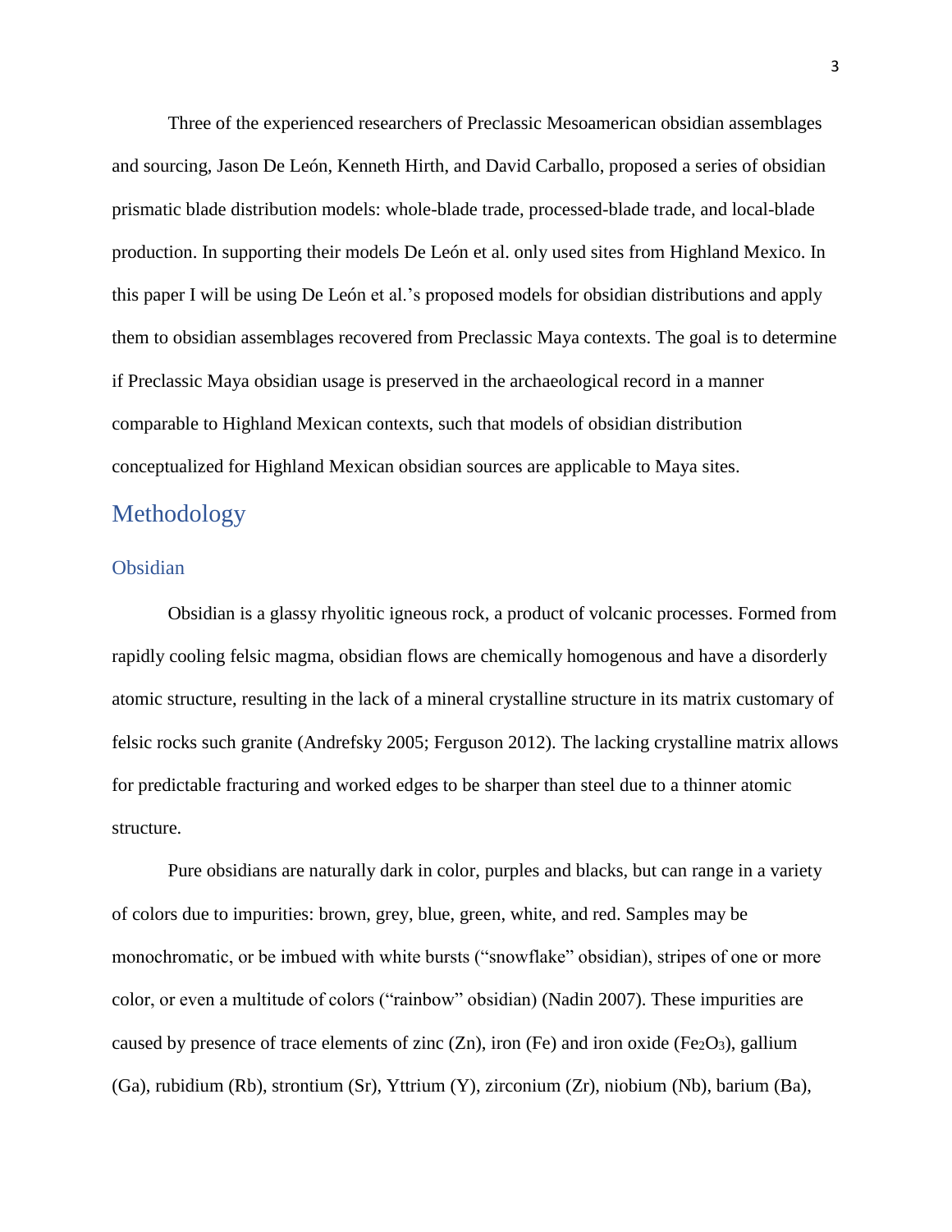Three of the experienced researchers of Preclassic Mesoamerican obsidian assemblages and sourcing, Jason De León, Kenneth Hirth, and David Carballo, proposed a series of obsidian prismatic blade distribution models: whole-blade trade, processed-blade trade, and local-blade production. In supporting their models De León et al. only used sites from Highland Mexico. In this paper I will be using De León et al.'s proposed models for obsidian distributions and apply them to obsidian assemblages recovered from Preclassic Maya contexts. The goal is to determine if Preclassic Maya obsidian usage is preserved in the archaeological record in a manner comparable to Highland Mexican contexts, such that models of obsidian distribution conceptualized for Highland Mexican obsidian sources are applicable to Maya sites.

# Methodology

## Obsidian

Obsidian is a glassy rhyolitic igneous rock, a product of volcanic processes. Formed from rapidly cooling felsic magma, obsidian flows are chemically homogenous and have a disorderly atomic structure, resulting in the lack of a mineral crystalline structure in its matrix customary of felsic rocks such granite (Andrefsky 2005; Ferguson 2012). The lacking crystalline matrix allows for predictable fracturing and worked edges to be sharper than steel due to a thinner atomic structure.

Pure obsidians are naturally dark in color, purples and blacks, but can range in a variety of colors due to impurities: brown, grey, blue, green, white, and red. Samples may be monochromatic, or be imbued with white bursts ("snowflake" obsidian), stripes of one or more color, or even a multitude of colors ("rainbow" obsidian) (Nadin 2007). These impurities are caused by presence of trace elements of zinc (Zn), iron (Fe) and iron oxide ($Fe_2O_3$), gallium (Ga), rubidium (Rb), strontium (Sr), Yttrium (Y), zirconium (Zr), niobium (Nb), barium (Ba),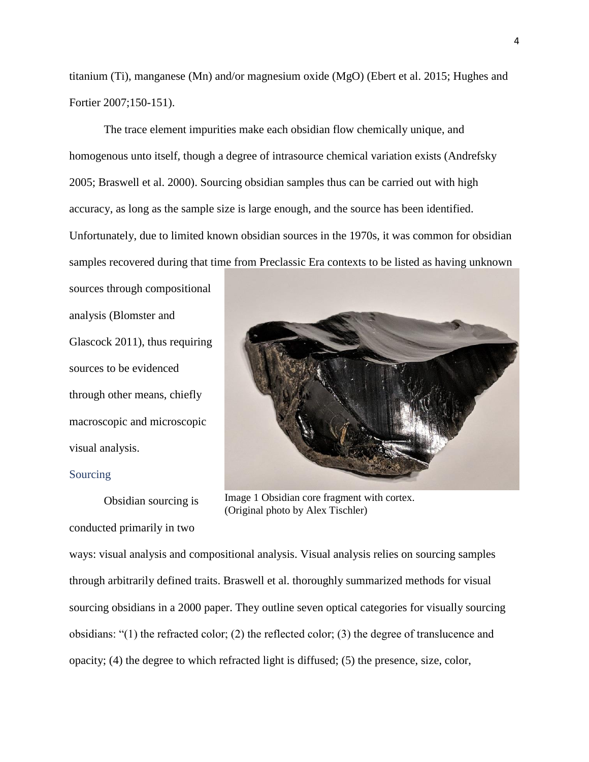titanium (Ti), manganese (Mn) and/or magnesium oxide (MgO) (Ebert et al. 2015; Hughes and Fortier 2007;150-151).

The trace element impurities make each obsidian flow chemically unique, and homogenous unto itself, though a degree of intrasource chemical variation exists (Andrefsky 2005; Braswell et al. 2000). Sourcing obsidian samples thus can be carried out with high accuracy, as long as the sample size is large enough, and the source has been identified. Unfortunately, due to limited known obsidian sources in the 1970s, it was common for obsidian samples recovered during that time from Preclassic Era contexts to be listed as having unknown sources through compositional analysis (Blomster and Glascock 2011), thus requiring sources to be evidenced through other means, chiefly macroscopic and microscopic visual analysis.

Image 1 Obsidian core fragment with cortex. (Original photo by Alex Tischler)

## Sourcing

Obsidian sourcing is conducted primarily in two ways: visual analysis and compositional analysis. Visual analysis relies on sourcing samples through arbitrarily defined traits. Braswell et al. thoroughly summarized methods for visual sourcing obsidians in a 2000 paper. They outline seven optical categories for visually sourcing obsidians: "(1) the refracted color; (2) the reflected color; (3) the degree of translucence and opacity; (4) the degree to which refracted light is diffused; (5) the presence, size, color,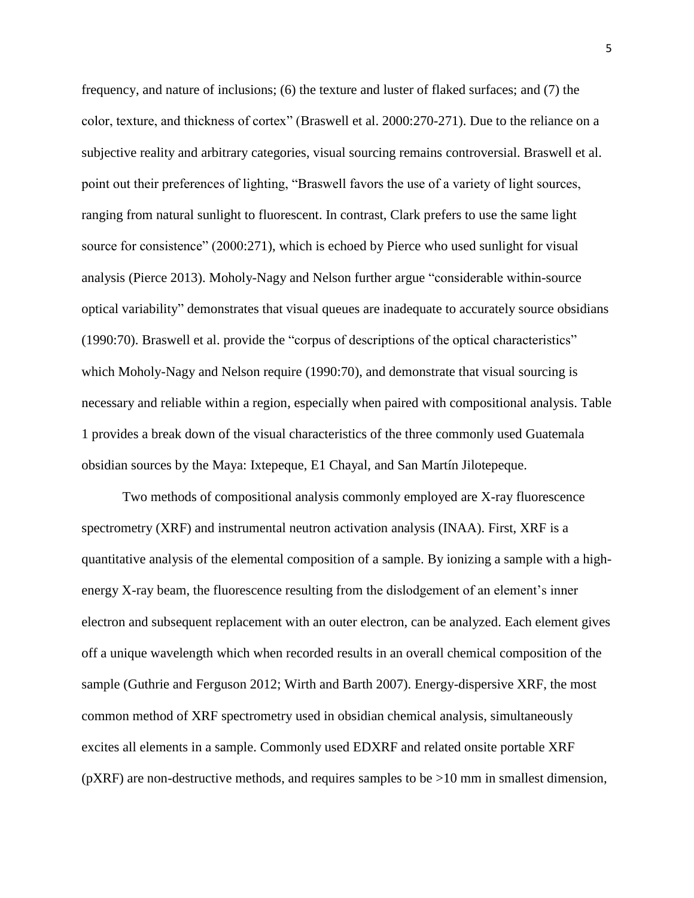frequency, and nature of inclusions; (6) the texture and luster of flaked surfaces; and (7) the color, texture, and thickness of cortex" (Braswell et al. 2000:270-271). Due to the reliance on a subjective reality and arbitrary categories, visual sourcing remains controversial. Braswell et al. point out their preferences of lighting, "Braswell favors the use of a variety of light sources, ranging from natural sunlight to fluorescent. In contrast, Clark prefers to use the same light source for consistence" (2000:271), which is echoed by Pierce who used sunlight for visual analysis (Pierce 2013). Moholy-Nagy and Nelson further argue "considerable within-source optical variability" demonstrates that visual queues are inadequate to accurately source obsidians (1990:70). Braswell et al. provide the "corpus of descriptions of the optical characteristics" which Moholy-Nagy and Nelson require (1990:70), and demonstrate that visual sourcing is necessary and reliable within a region, especially when paired with compositional analysis. Table 1 provides a break down of the visual characteristics of the three commonly used Guatemala obsidian sources by the Maya: Ixtepeque, E1 Chayal, and San Martín Jilotepeque.

Two methods of compositional analysis commonly employed are X-ray fluorescence spectrometry (XRF) and instrumental neutron activation analysis (INAA). First, XRF is a quantitative analysis of the elemental composition of a sample. By ionizing a sample with a high-energy X-ray beam, the fluorescence resulting from the dislodgement of an element's inner electron and subsequent replacement with an outer electron, can be analyzed. Each element gives off a unique wavelength which when recorded results in an overall chemical composition of the sample (Guthrie and Ferguson 2012; Wirth and Barth 2007). Energy-dispersive XRF, the most common method of XRF spectrometry used in obsidian chemical analysis, simultaneously excites all elements in a sample. Commonly used EDXRF and related onsite portable XRF (pXRF) are non-destructive methods, and requires samples to be >10 mm in smallest dimension,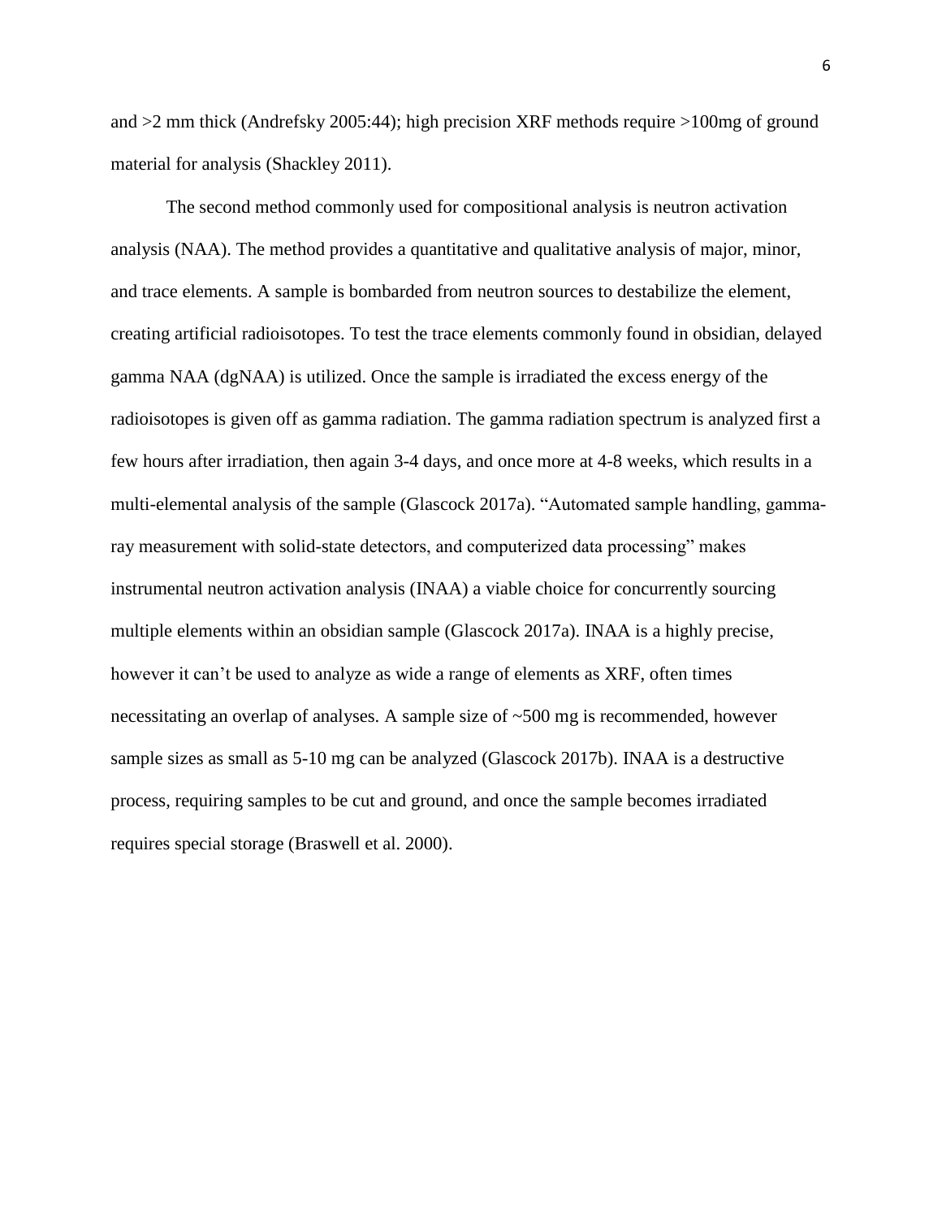and >2 mm thick (Andrefsky 2005:44); high precision XRF methods require >100mg of ground material for analysis (Shackley 2011).

The second method commonly used for compositional analysis is neutron activation analysis (NAA). The method provides a quantitative and qualitative analysis of major, minor, and trace elements. A sample is bombarded from neutron sources to destabilize the element, creating artificial radioisotopes. To test the trace elements commonly found in obsidian, delayed gamma NAA (dgNAA) is utilized. Once the sample is irradiated the excess energy of the radioisotopes is given off as gamma radiation. The gamma radiation spectrum is analyzed first a few hours after irradiation, then again 3-4 days, and once more at 4-8 weeks, which results in a multi-elemental analysis of the sample (Glascock 2017a). "Automated sample handling, gamma-ray measurement with solid-state detectors, and computerized data processing" makes instrumental neutron activation analysis (INAA) a viable choice for concurrently sourcing multiple elements within an obsidian sample (Glascock 2017a). INAA is a highly precise, however it can't be used to analyze as wide a range of elements as XRF, often times necessitating an overlap of analyses. A sample size of ~500 mg is recommended, however sample sizes as small as 5-10 mg can be analyzed (Glascock 2017b). INAA is a destructive process, requiring samples to be cut and ground, and once the sample becomes irradiated requires special storage (Braswell et al. 2000).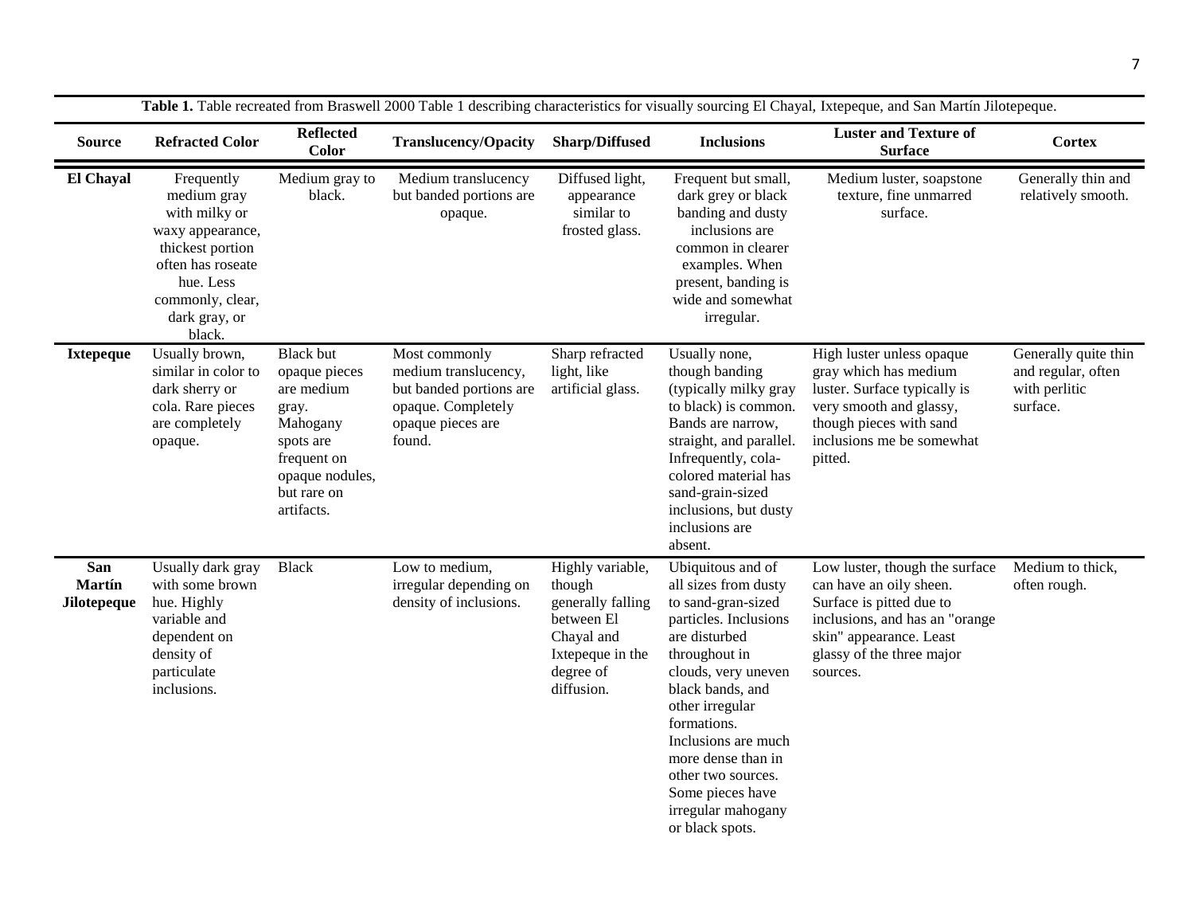**Table 1.** Table recreated from Braswell 2000 Table 1 describing characteristics for visually sourcing El Chayal, Ixtepeque, and San Martín Jilotepeque.

| Source | Refracted Color | Reflected Color | Translucency/Opacity | Sharp/Diffused | Inclusions | Luster and Texture of Surface | Cortex |
|---|---|---|---|---|---|---|---|
| **El Chayal** | Frequently medium gray with milky or waxy appearance, thickest portion often has roseate hue. Less commonly, clear, dark gray, or black. | Medium gray to black. | Medium translucency but banded portions are opaque. | Diffused light, appearance similar to frosted glass. | Frequent but small, dark grey or black banding and dusty inclusions are common in clearer examples. When present, banding is wide and somewhat irregular. | Medium luster, soapstone texture, fine unmarred surface. | Generally thin and relatively smooth. |
| **Ixtepeque** | Usually brown, similar in color to dark sherry or cola. Rare pieces are completely opaque. | Black but opaque pieces are medium gray. Mahogany spots are frequent on opaque nodules, but rare on artifacts. | Most commonly medium translucency, but banded portions are opaque. Completely opaque pieces are found. | Sharp refracted light, like artificial glass. | Usually none, though banding (typically milky gray to black) is common. Bands are narrow, straight, and parallel. Infrequently, cola-colored material has sand-grain-sized inclusions, but dusty inclusions are absent. | High luster unless opaque gray which has medium luster. Surface typically is very smooth and glassy, though pieces with sand inclusions me be somewhat pitted. | Generally quite thin and regular, often with perlitic surface. |
| **San Martín Jilotepeque** | Usually dark gray with some brown hue. Highly variable and dependent on density of particulate inclusions. | Black | Low to medium, irregular depending on density of inclusions. | Highly variable, though generally falling between El Chayal and Ixtepeque in the degree of diffusion. | Ubiquitous and of all sizes from dusty to sand-gran-sized particles. Inclusions are disturbed throughout in clouds, very uneven black bands, and other irregular formations. Inclusions are much more dense than in other two sources. Some pieces have irregular mahogany or black spots. | Low luster, though the surface can have an oily sheen. Surface is pitted due to inclusions, and has an "orange skin" appearance. Least glassy of the three major sources. | Medium to thick, often rough. |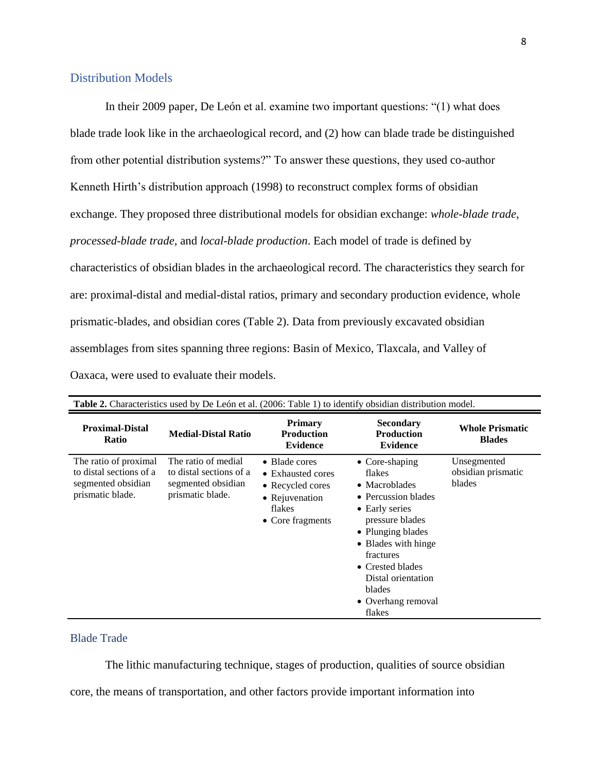## Distribution Models

In their 2009 paper, De León et al. examine two important questions: "(1) what does blade trade look like in the archaeological record, and (2) how can blade trade be distinguished from other potential distribution systems?" To answer these questions, they used co-author Kenneth Hirth's distribution approach (1998) to reconstruct complex forms of obsidian exchange. They proposed three distributional models for obsidian exchange: *whole-blade trade*, *processed-blade trade*, and *local-blade production*. Each model of trade is defined by characteristics of obsidian blades in the archaeological record. The characteristics they search for are: proximal-distal and medial-distal ratios, primary and secondary production evidence, whole prismatic-blades, and obsidian cores (Table 2). Data from previously excavated obsidian assemblages from sites spanning three regions: Basin of Mexico, Tlaxcala, and Valley of Oaxaca, were used to evaluate their models.

**Table 2.** Characteristics used by De León et al. (2006: Table 1) to identify obsidian distribution model.

| Proximal-Distal Ratio | Medial-Distal Ratio | Primary Production Evidence | Secondary Production Evidence | Whole Prismatic Blades |
|---|---|---|---|---|
| The ratio of proximal to distal sections of a segmented obsidian prismatic blade. | The ratio of medial to distal sections of a segmented obsidian prismatic blade. | • Blade cores<br>• Exhausted cores<br>• Recycled cores<br>• Rejuvenation flakes<br>• Core fragments | • Core-shaping flakes<br>• Macroblades<br>• Percussion blades<br>• Early series pressure blades<br>• Plunging blades<br>• Blades with hinge fractures<br>• Crested blades Distal orientation blades<br>• Overhang removal flakes | Unsegmented obsidian prismatic blades |

## Blade Trade

The lithic manufacturing technique, stages of production, qualities of source obsidian core, the means of transportation, and other factors provide important information into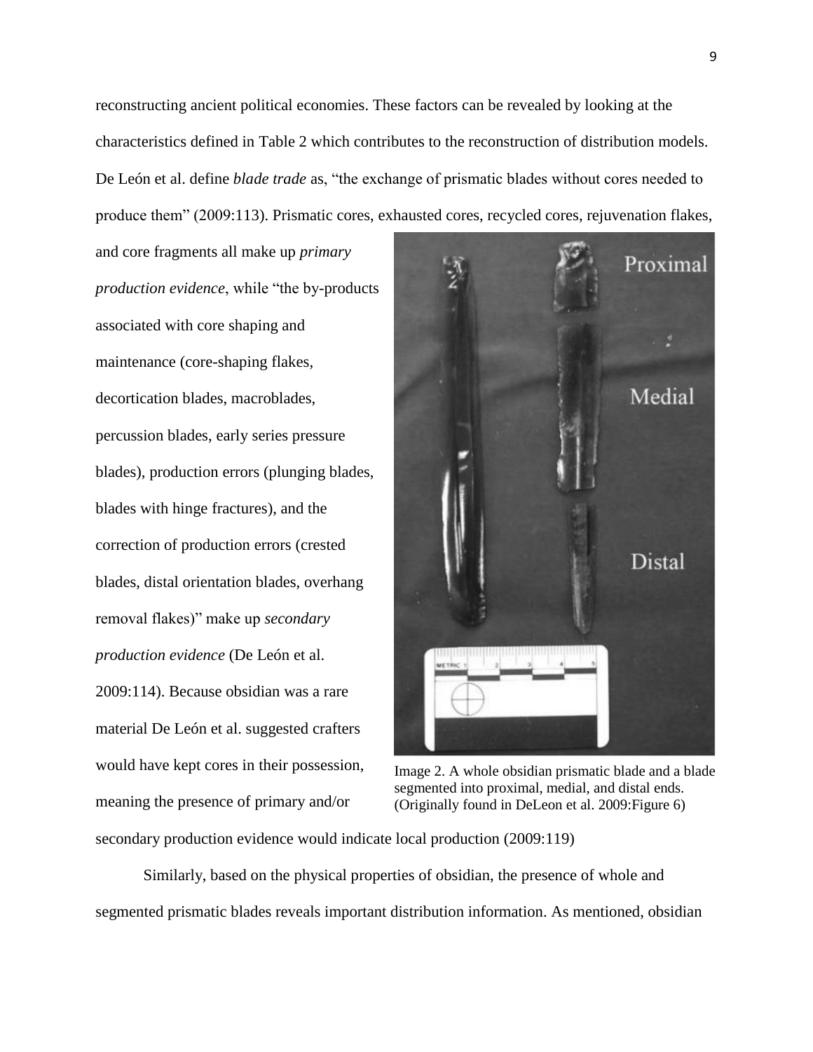reconstructing ancient political economies. These factors can be revealed by looking at the characteristics defined in Table 2 which contributes to the reconstruction of distribution models. De León et al. define *blade trade* as, "the exchange of prismatic blades without cores needed to produce them" (2009:113). Prismatic cores, exhausted cores, recycled cores, rejuvenation flakes, and core fragments all make up *primary production evidence*, while "the by-products associated with core shaping and maintenance (core-shaping flakes, decortication blades, macroblades, percussion blades, early series pressure blades), production errors (plunging blades, blades with hinge fractures), and the correction of production errors (crested blades, distal orientation blades, overhang removal flakes)" make up *secondary production evidence* (De León et al. 2009:114). Because obsidian was a rare material De León et al. suggested crafters would have kept cores in their possession, meaning the presence of primary and/or secondary production evidence would indicate local production (2009:119)

Image 2. A whole obsidian prismatic blade and a blade segmented into proximal, medial, and distal ends. (Originally found in DeLeon et al. 2009:Figure 6)

Similarly, based on the physical properties of obsidian, the presence of whole and segmented prismatic blades reveals important distribution information. As mentioned, obsidian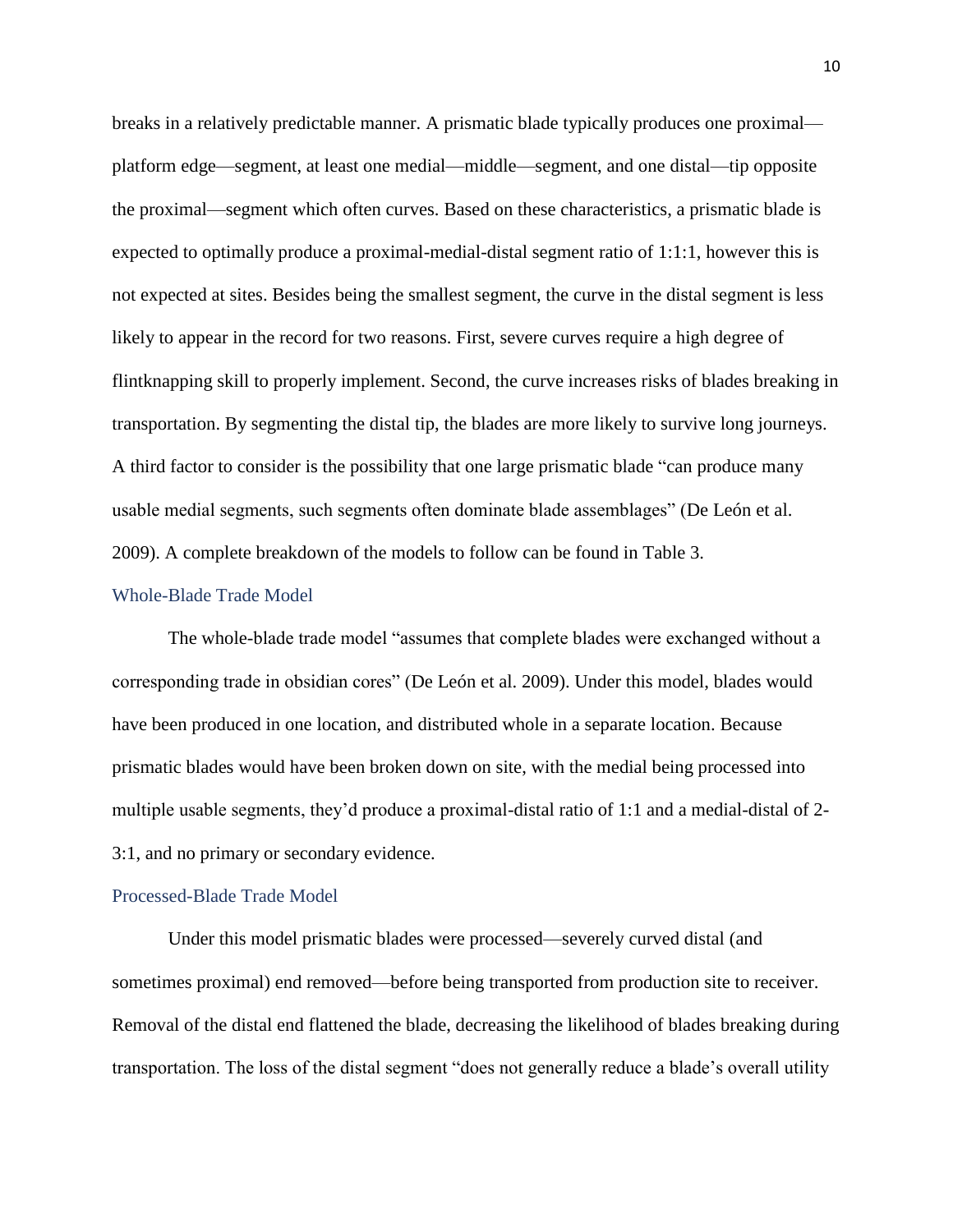breaks in a relatively predictable manner. A prismatic blade typically produces one proximal—platform edge—segment, at least one medial—middle—segment, and one distal—tip opposite the proximal—segment which often curves. Based on these characteristics, a prismatic blade is expected to optimally produce a proximal-medial-distal segment ratio of 1:1:1, however this is not expected at sites. Besides being the smallest segment, the curve in the distal segment is less likely to appear in the record for two reasons. First, severe curves require a high degree of flintknapping skill to properly implement. Second, the curve increases risks of blades breaking in transportation. By segmenting the distal tip, the blades are more likely to survive long journeys. A third factor to consider is the possibility that one large prismatic blade "can produce many usable medial segments, such segments often dominate blade assemblages" (De León et al. 2009). A complete breakdown of the models to follow can be found in Table 3.

## Whole-Blade Trade Model

The whole-blade trade model "assumes that complete blades were exchanged without a corresponding trade in obsidian cores" (De León et al. 2009). Under this model, blades would have been produced in one location, and distributed whole in a separate location. Because prismatic blades would have been broken down on site, with the medial being processed into multiple usable segments, they'd produce a proximal-distal ratio of 1:1 and a medial-distal of 2-3:1, and no primary or secondary evidence.

## Processed-Blade Trade Model

Under this model prismatic blades were processed—severely curved distal (and sometimes proximal) end removed—before being transported from production site to receiver. Removal of the distal end flattened the blade, decreasing the likelihood of blades breaking during transportation. The loss of the distal segment "does not generally reduce a blade's overall utility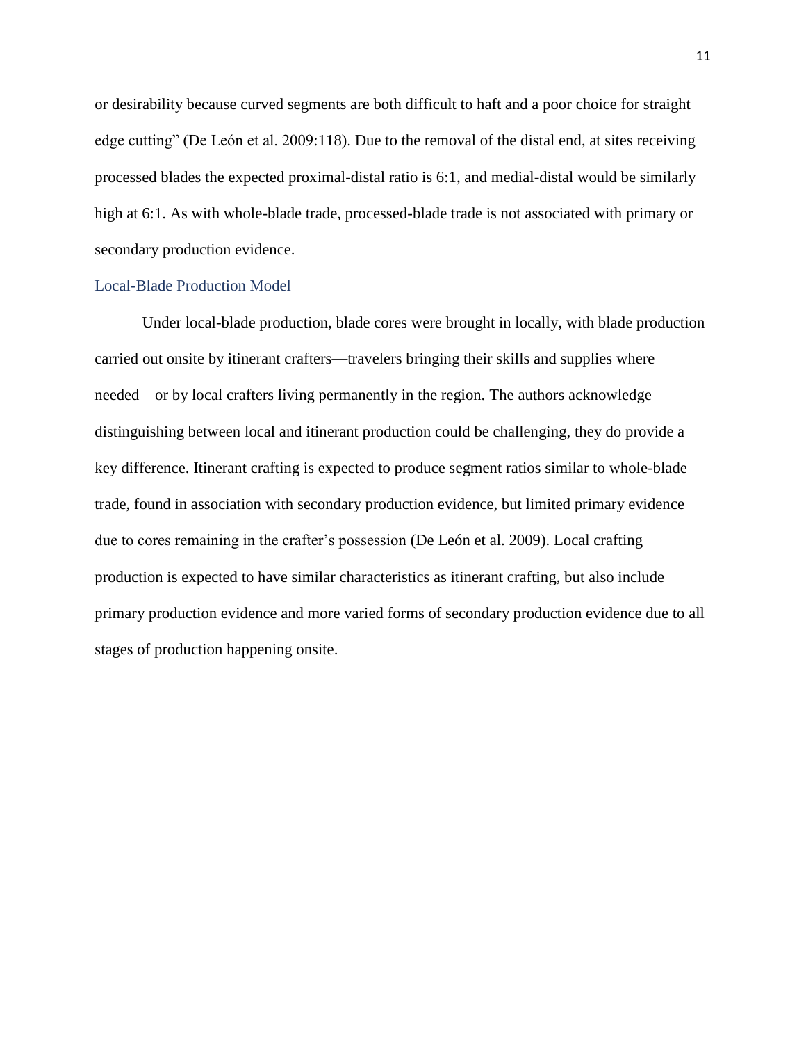or desirability because curved segments are both difficult to haft and a poor choice for straight edge cutting" (De León et al. 2009:118). Due to the removal of the distal end, at sites receiving processed blades the expected proximal-distal ratio is 6:1, and medial-distal would be similarly high at 6:1. As with whole-blade trade, processed-blade trade is not associated with primary or secondary production evidence.

### Local-Blade Production Model

Under local-blade production, blade cores were brought in locally, with blade production carried out onsite by itinerant crafters—travelers bringing their skills and supplies where needed—or by local crafters living permanently in the region. The authors acknowledge distinguishing between local and itinerant production could be challenging, they do provide a key difference. Itinerant crafting is expected to produce segment ratios similar to whole-blade trade, found in association with secondary production evidence, but limited primary evidence due to cores remaining in the crafter's possession (De León et al. 2009). Local crafting production is expected to have similar characteristics as itinerant crafting, but also include primary production evidence and more varied forms of secondary production evidence due to all stages of production happening onsite.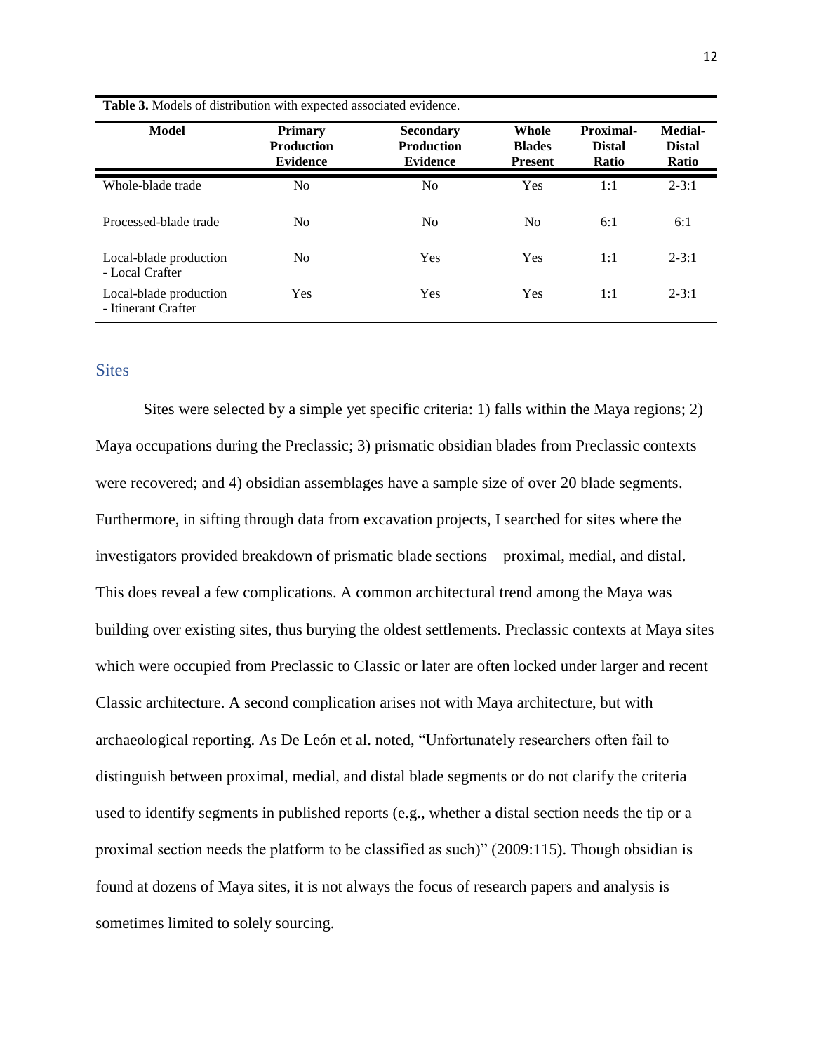**Table 3.** Models of distribution with expected associated evidence.

| Model | Primary Production Evidence | Secondary Production Evidence | Whole Blades Present | Proximal-Distal Ratio | Medial-Distal Ratio |
|---|---|---|---|---|---|
| Whole-blade trade | No | No | Yes | 1:1 | 2-3:1 |
| Processed-blade trade | No | No | No | 6:1 | 6:1 |
| Local-blade production - Local Crafter | No | Yes | Yes | 1:1 | 2-3:1 |
| Local-blade production - Itinerant Crafter | Yes | Yes | Yes | 1:1 | 2-3:1 |

## Sites

Sites were selected by a simple yet specific criteria: 1) falls within the Maya regions; 2) Maya occupations during the Preclassic; 3) prismatic obsidian blades from Preclassic contexts were recovered; and 4) obsidian assemblages have a sample size of over 20 blade segments. Furthermore, in sifting through data from excavation projects, I searched for sites where the investigators provided breakdown of prismatic blade sections—proximal, medial, and distal. This does reveal a few complications. A common architectural trend among the Maya was building over existing sites, thus burying the oldest settlements. Preclassic contexts at Maya sites which were occupied from Preclassic to Classic or later are often locked under larger and recent Classic architecture. A second complication arises not with Maya architecture, but with archaeological reporting. As De León et al. noted, "Unfortunately researchers often fail to distinguish between proximal, medial, and distal blade segments or do not clarify the criteria used to identify segments in published reports (e.g., whether a distal section needs the tip or a proximal section needs the platform to be classified as such)" (2009:115). Though obsidian is found at dozens of Maya sites, it is not always the focus of research papers and analysis is sometimes limited to solely sourcing.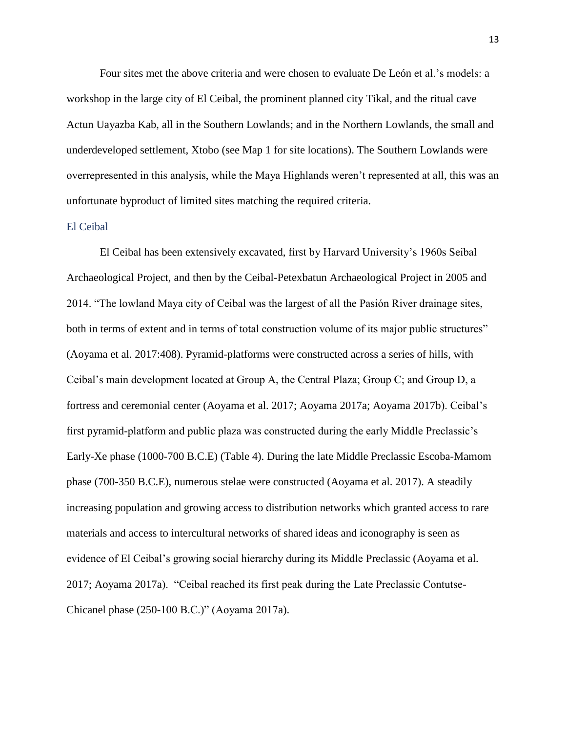Four sites met the above criteria and were chosen to evaluate De León et al.'s models: a workshop in the large city of El Ceibal, the prominent planned city Tikal, and the ritual cave Actun Uayazba Kab, all in the Southern Lowlands; and in the Northern Lowlands, the small and underdeveloped settlement, Xtobo (see Map 1 for site locations). The Southern Lowlands were overrepresented in this analysis, while the Maya Highlands weren't represented at all, this was an unfortunate byproduct of limited sites matching the required criteria.

## El Ceibal

El Ceibal has been extensively excavated, first by Harvard University's 1960s Seibal Archaeological Project, and then by the Ceibal-Petexbatun Archaeological Project in 2005 and 2014. "The lowland Maya city of Ceibal was the largest of all the Pasión River drainage sites, both in terms of extent and in terms of total construction volume of its major public structures" (Aoyama et al. 2017:408). Pyramid-platforms were constructed across a series of hills, with Ceibal's main development located at Group A, the Central Plaza; Group C; and Group D, a fortress and ceremonial center (Aoyama et al. 2017; Aoyama 2017a; Aoyama 2017b). Ceibal's first pyramid-platform and public plaza was constructed during the early Middle Preclassic's Early-Xe phase (1000-700 B.C.E) (Table 4). During the late Middle Preclassic Escoba-Mamom phase (700-350 B.C.E), numerous stelae were constructed (Aoyama et al. 2017). A steadily increasing population and growing access to distribution networks which granted access to rare materials and access to intercultural networks of shared ideas and iconography is seen as evidence of El Ceibal's growing social hierarchy during its Middle Preclassic (Aoyama et al. 2017; Aoyama 2017a). "Ceibal reached its first peak during the Late Preclassic Contutse-Chicanel phase (250-100 B.C.)" (Aoyama 2017a).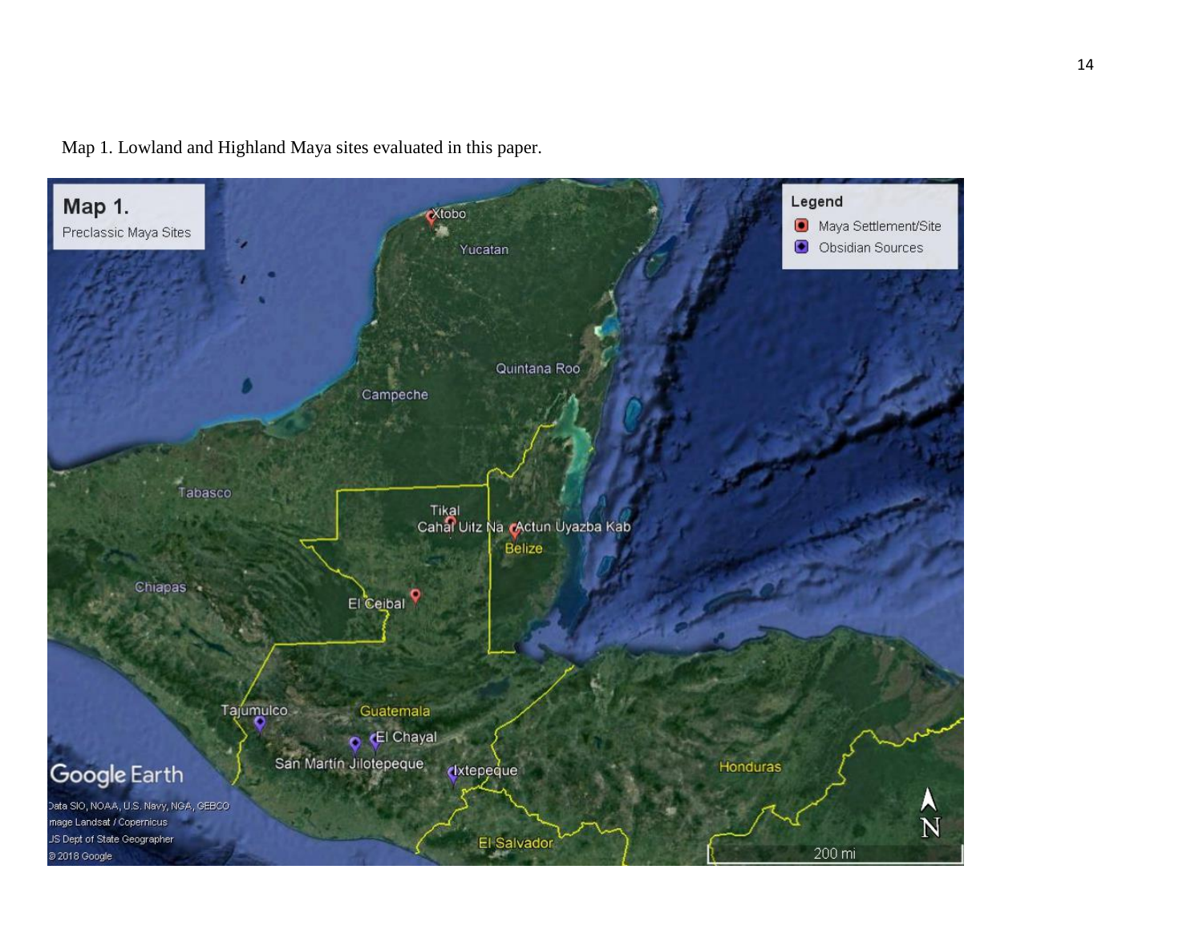Map 1. Lowland and Highland Maya sites evaluated in this paper.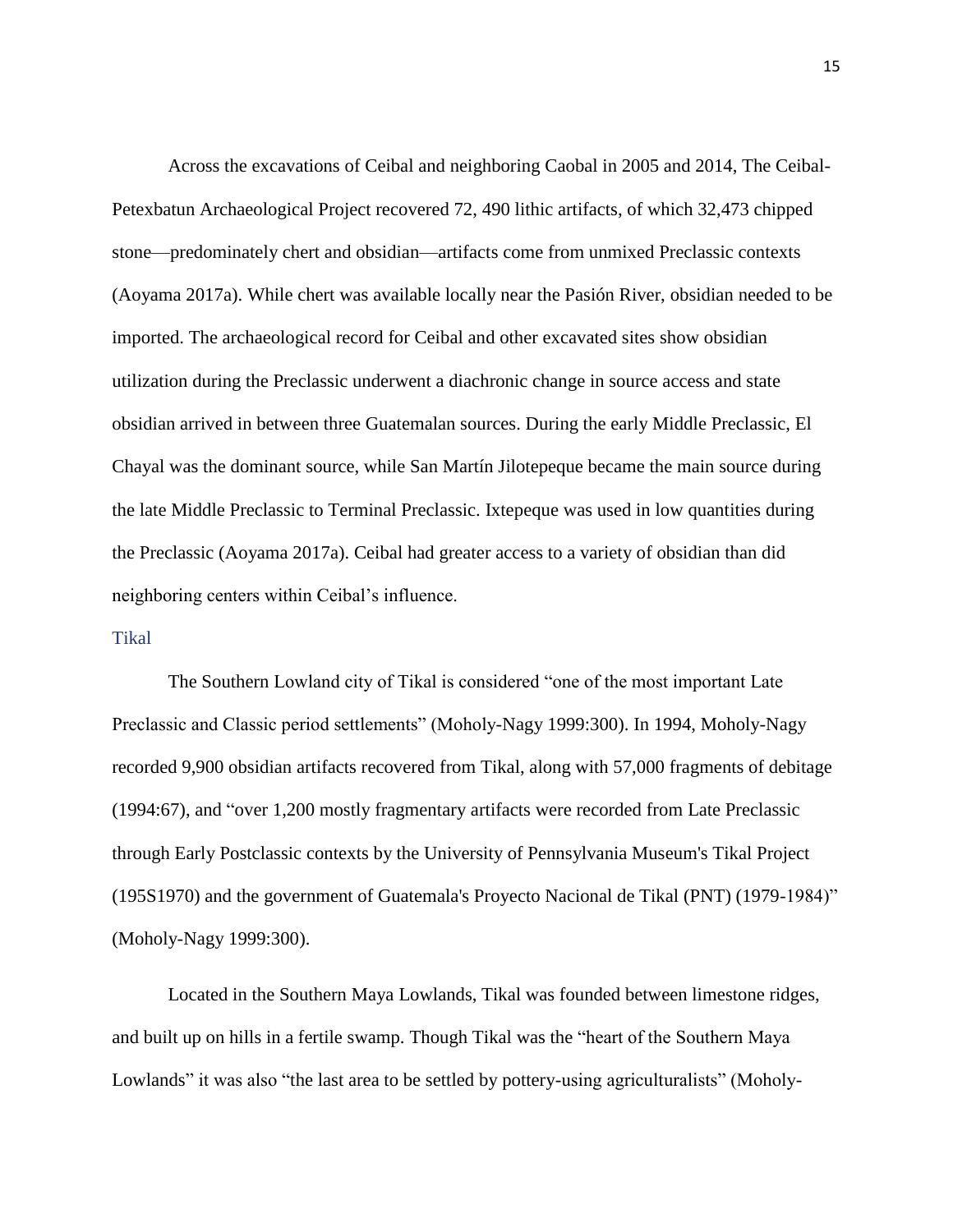Across the excavations of Ceibal and neighboring Caobal in 2005 and 2014, The Ceibal-Petexbatun Archaeological Project recovered 72, 490 lithic artifacts, of which 32,473 chipped stone—predominately chert and obsidian—artifacts come from unmixed Preclassic contexts (Aoyama 2017a). While chert was available locally near the Pasión River, obsidian needed to be imported. The archaeological record for Ceibal and other excavated sites show obsidian utilization during the Preclassic underwent a diachronic change in source access and state obsidian arrived in between three Guatemalan sources. During the early Middle Preclassic, El Chayal was the dominant source, while San Martín Jilotepeque became the main source during the late Middle Preclassic to Terminal Preclassic. Ixtepeque was used in low quantities during the Preclassic (Aoyama 2017a). Ceibal had greater access to a variety of obsidian than did neighboring centers within Ceibal's influence.

## Tikal

The Southern Lowland city of Tikal is considered "one of the most important Late Preclassic and Classic period settlements" (Moholy-Nagy 1999:300). In 1994, Moholy-Nagy recorded 9,900 obsidian artifacts recovered from Tikal, along with 57,000 fragments of debitage (1994:67), and "over 1,200 mostly fragmentary artifacts were recorded from Late Preclassic through Early Postclassic contexts by the University of Pennsylvania Museum's Tikal Project (195S1970) and the government of Guatemala's Proyecto Nacional de Tikal (PNT) (1979-1984)" (Moholy-Nagy 1999:300).

Located in the Southern Maya Lowlands, Tikal was founded between limestone ridges, and built up on hills in a fertile swamp. Though Tikal was the "heart of the Southern Maya Lowlands" it was also "the last area to be settled by pottery-using agriculturalists" (Moholy-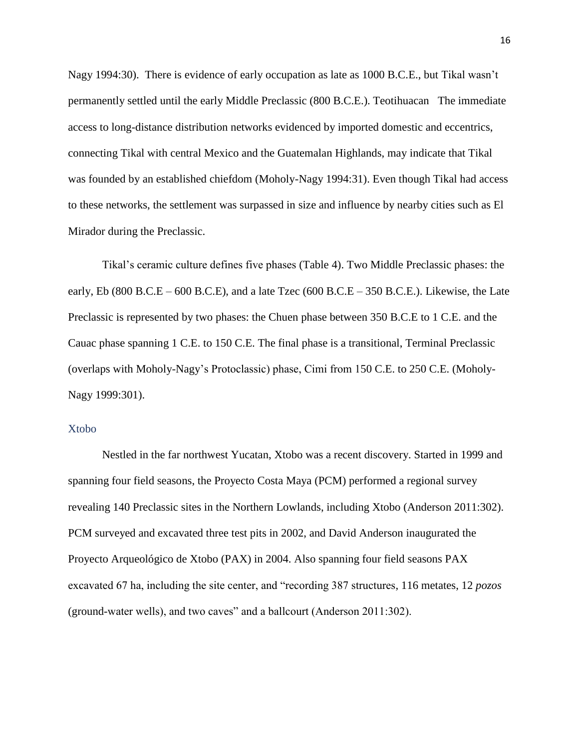Nagy 1994:30). There is evidence of early occupation as late as 1000 B.C.E., but Tikal wasn't permanently settled until the early Middle Preclassic (800 B.C.E.). Teotihuacan The immediate access to long-distance distribution networks evidenced by imported domestic and eccentrics, connecting Tikal with central Mexico and the Guatemalan Highlands, may indicate that Tikal was founded by an established chiefdom (Moholy-Nagy 1994:31). Even though Tikal had access to these networks, the settlement was surpassed in size and influence by nearby cities such as El Mirador during the Preclassic.

Tikal's ceramic culture defines five phases (Table 4). Two Middle Preclassic phases: the early, Eb (800 B.C.E – 600 B.C.E), and a late Tzec (600 B.C.E – 350 B.C.E.). Likewise, the Late Preclassic is represented by two phases: the Chuen phase between 350 B.C.E to 1 C.E. and the Cauac phase spanning 1 C.E. to 150 C.E. The final phase is a transitional, Terminal Preclassic (overlaps with Moholy-Nagy's Protoclassic) phase, Cimi from 150 C.E. to 250 C.E. (Moholy-Nagy 1999:301).

## Xtobo

Nestled in the far northwest Yucatan, Xtobo was a recent discovery. Started in 1999 and spanning four field seasons, the Proyecto Costa Maya (PCM) performed a regional survey revealing 140 Preclassic sites in the Northern Lowlands, including Xtobo (Anderson 2011:302). PCM surveyed and excavated three test pits in 2002, and David Anderson inaugurated the Proyecto Arqueológico de Xtobo (PAX) in 2004. Also spanning four field seasons PAX excavated 67 ha, including the site center, and "recording 387 structures, 116 metates, 12 *pozos* (ground-water wells), and two caves" and a ballcourt (Anderson 2011:302).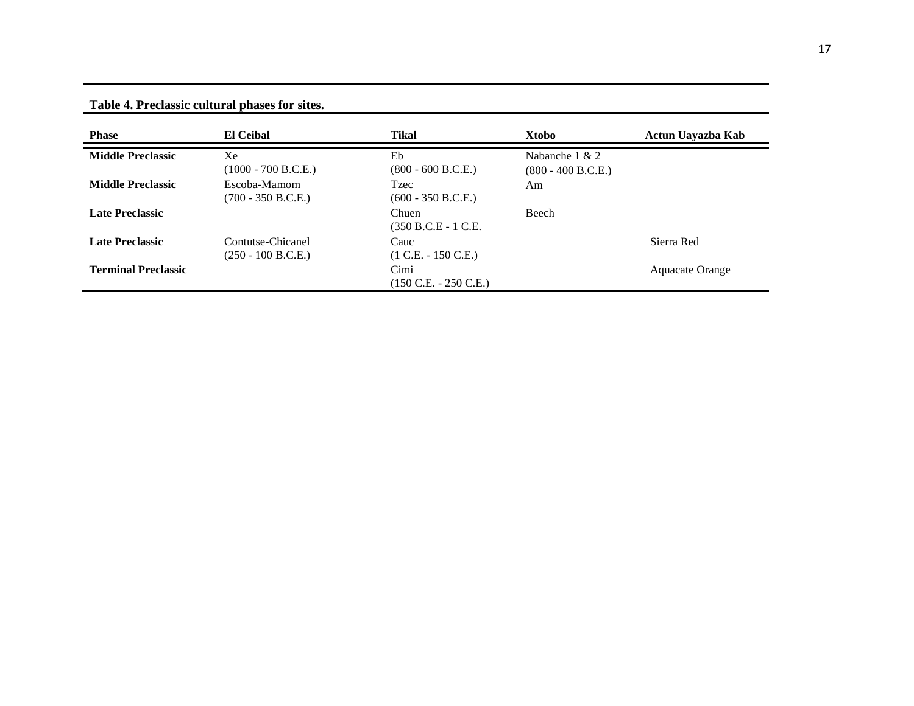**Table 4. Preclassic cultural phases for sites.**

| Phase | El Ceibal | Tikal | Xtobo | Actun Uayazba Kab |
|---|---|---|---|---|
| **Middle Preclassic** | Xe (1000 - 700 B.C.E.) | Eb (800 - 600 B.C.E.) | Nabanche 1 & 2 (800 - 400 B.C.E.) | |
| **Middle Preclassic** | Escoba-Mamom (700 - 350 B.C.E.) | Tzec (600 - 350 B.C.E.) | Am | |
| **Late Preclassic** | | Chuen (350 B.C.E - 1 C.E. | Beech | |
| **Late Preclassic** | Contutse-Chicanel (250 - 100 B.C.E.) | Cauc (1 C.E. - 150 C.E.) | | Sierra Red |
| **Terminal Preclassic** | | Cimi (150 C.E. - 250 C.E.) | | Aquacate Orange |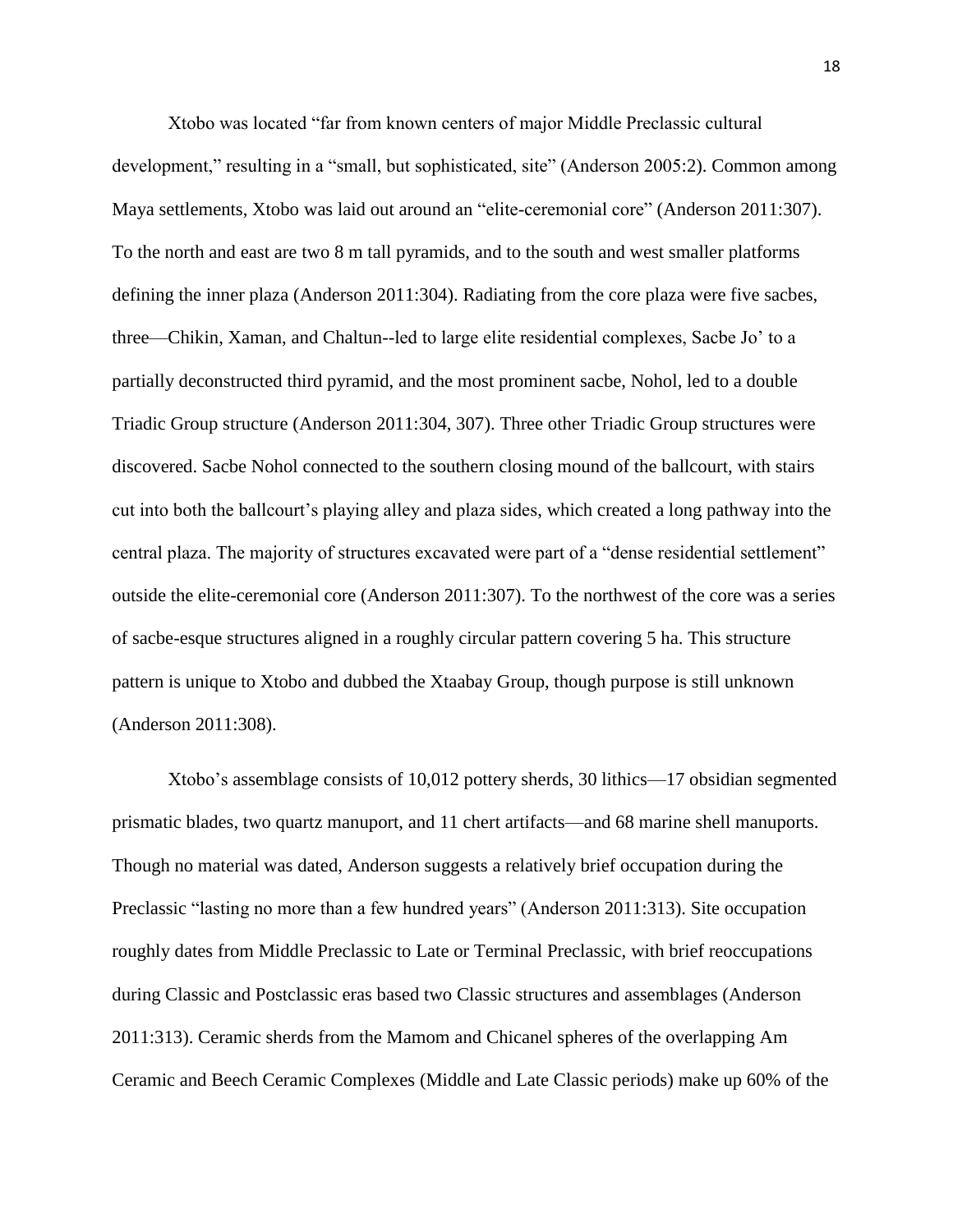Xtobo was located “far from known centers of major Middle Preclassic cultural development,” resulting in a “small, but sophisticated, site” (Anderson 2005:2). Common among Maya settlements, Xtobo was laid out around an “elite-ceremonial core” (Anderson 2011:307). To the north and east are two 8 m tall pyramids, and to the south and west smaller platforms defining the inner plaza (Anderson 2011:304). Radiating from the core plaza were five sacbes, three—Chikin, Xaman, and Chaltun--led to large elite residential complexes, Sacbe Jo’ to a partially deconstructed third pyramid, and the most prominent sacbe, Nohol, led to a double Triadic Group structure (Anderson 2011:304, 307). Three other Triadic Group structures were discovered. Sacbe Nohol connected to the southern closing mound of the ballcourt, with stairs cut into both the ballcourt’s playing alley and plaza sides, which created a long pathway into the central plaza. The majority of structures excavated were part of a “dense residential settlement” outside the elite-ceremonial core (Anderson 2011:307). To the northwest of the core was a series of sacbe-esque structures aligned in a roughly circular pattern covering 5 ha. This structure pattern is unique to Xtobo and dubbed the Xtaabay Group, though purpose is still unknown (Anderson 2011:308).

Xtobo’s assemblage consists of 10,012 pottery sherds, 30 lithics—17 obsidian segmented prismatic blades, two quartz manuport, and 11 chert artifacts—and 68 marine shell manuports. Though no material was dated, Anderson suggests a relatively brief occupation during the Preclassic “lasting no more than a few hundred years” (Anderson 2011:313). Site occupation roughly dates from Middle Preclassic to Late or Terminal Preclassic, with brief reoccupations during Classic and Postclassic eras based two Classic structures and assemblages (Anderson 2011:313). Ceramic sherds from the Mamom and Chicanel spheres of the overlapping Am Ceramic and Beech Ceramic Complexes (Middle and Late Classic periods) make up 60% of the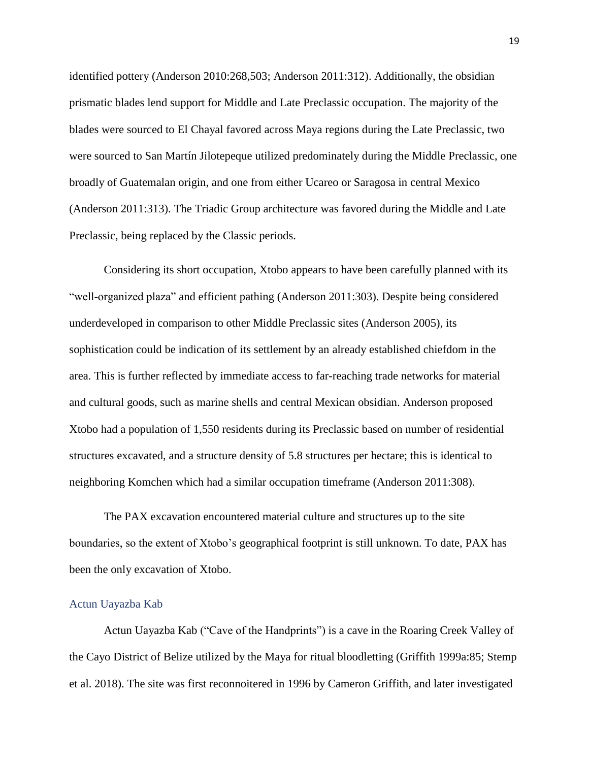identified pottery (Anderson 2010:268,503; Anderson 2011:312). Additionally, the obsidian prismatic blades lend support for Middle and Late Preclassic occupation. The majority of the blades were sourced to El Chayal favored across Maya regions during the Late Preclassic, two were sourced to San Martín Jilotepeque utilized predominately during the Middle Preclassic, one broadly of Guatemalan origin, and one from either Ucareo or Saragosa in central Mexico (Anderson 2011:313). The Triadic Group architecture was favored during the Middle and Late Preclassic, being replaced by the Classic periods.

Considering its short occupation, Xtobo appears to have been carefully planned with its "well-organized plaza" and efficient pathing (Anderson 2011:303). Despite being considered underdeveloped in comparison to other Middle Preclassic sites (Anderson 2005), its sophistication could be indication of its settlement by an already established chiefdom in the area. This is further reflected by immediate access to far-reaching trade networks for material and cultural goods, such as marine shells and central Mexican obsidian. Anderson proposed Xtobo had a population of 1,550 residents during its Preclassic based on number of residential structures excavated, and a structure density of 5.8 structures per hectare; this is identical to neighboring Komchen which had a similar occupation timeframe (Anderson 2011:308).

The PAX excavation encountered material culture and structures up to the site boundaries, so the extent of Xtobo's geographical footprint is still unknown. To date, PAX has been the only excavation of Xtobo.

### Actun Uayazba Kab

Actun Uayazba Kab ("Cave of the Handprints") is a cave in the Roaring Creek Valley of the Cayo District of Belize utilized by the Maya for ritual bloodletting (Griffith 1999a:85; Stemp et al. 2018). The site was first reconnoitered in 1996 by Cameron Griffith, and later investigated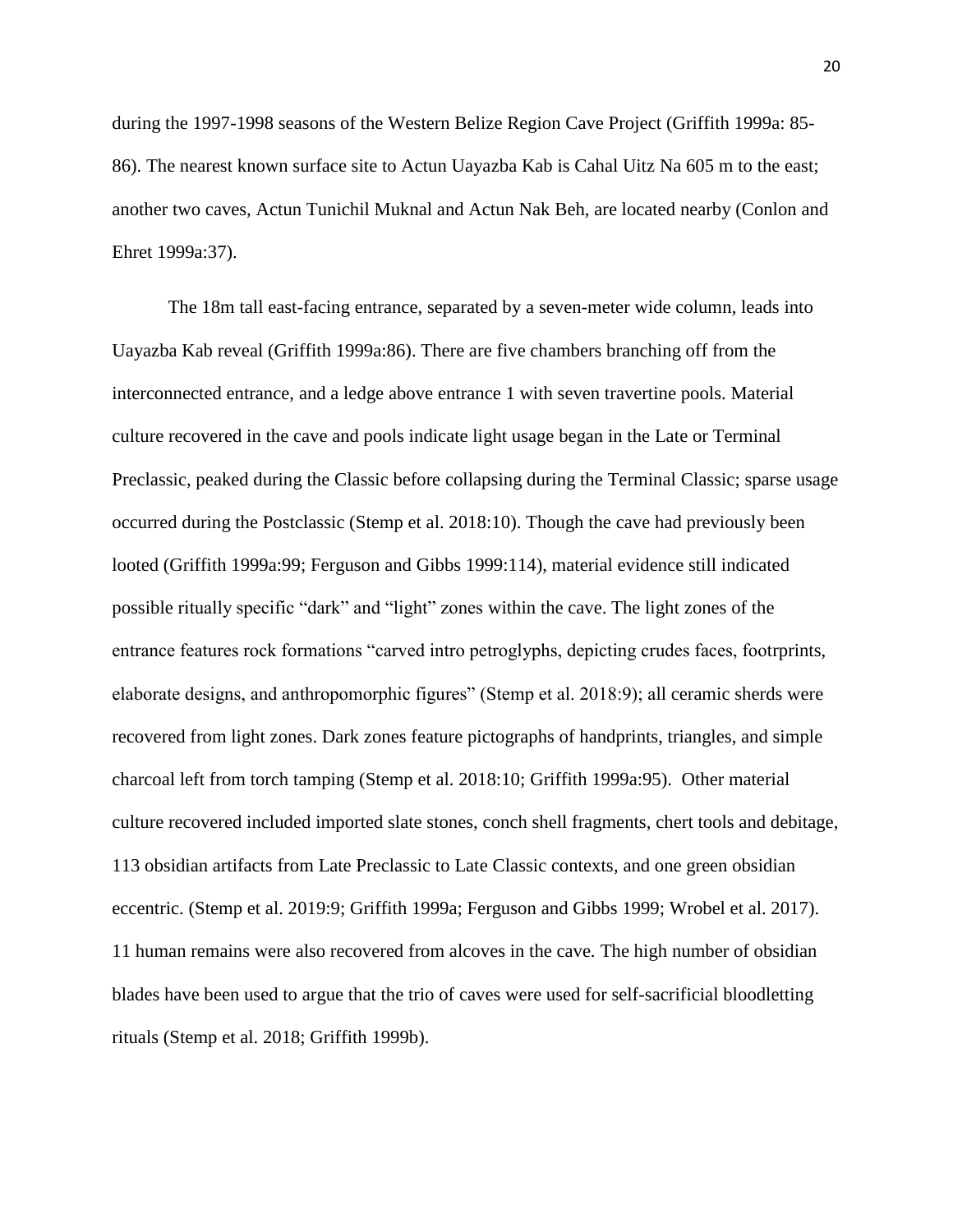during the 1997-1998 seasons of the Western Belize Region Cave Project (Griffith 1999a: 85-86). The nearest known surface site to Actun Uayazba Kab is Cahal Uitz Na 605 m to the east; another two caves, Actun Tunichil Muknal and Actun Nak Beh, are located nearby (Conlon and Ehret 1999a:37).

The 18m tall east-facing entrance, separated by a seven-meter wide column, leads into Uayazba Kab reveal (Griffith 1999a:86). There are five chambers branching off from the interconnected entrance, and a ledge above entrance 1 with seven travertine pools. Material culture recovered in the cave and pools indicate light usage began in the Late or Terminal Preclassic, peaked during the Classic before collapsing during the Terminal Classic; sparse usage occurred during the Postclassic (Stemp et al. 2018:10). Though the cave had previously been looted (Griffith 1999a:99; Ferguson and Gibbs 1999:114), material evidence still indicated possible ritually specific "dark" and "light" zones within the cave. The light zones of the entrance features rock formations "carved intro petroglyphs, depicting crudes faces, footrprints, elaborate designs, and anthropomorphic figures" (Stemp et al. 2018:9); all ceramic sherds were recovered from light zones. Dark zones feature pictographs of handprints, triangles, and simple charcoal left from torch tamping (Stemp et al. 2018:10; Griffith 1999a:95). Other material culture recovered included imported slate stones, conch shell fragments, chert tools and debitage, 113 obsidian artifacts from Late Preclassic to Late Classic contexts, and one green obsidian eccentric. (Stemp et al. 2019:9; Griffith 1999a; Ferguson and Gibbs 1999; Wrobel et al. 2017). 11 human remains were also recovered from alcoves in the cave. The high number of obsidian blades have been used to argue that the trio of caves were used for self-sacrificial bloodletting rituals (Stemp et al. 2018; Griffith 1999b).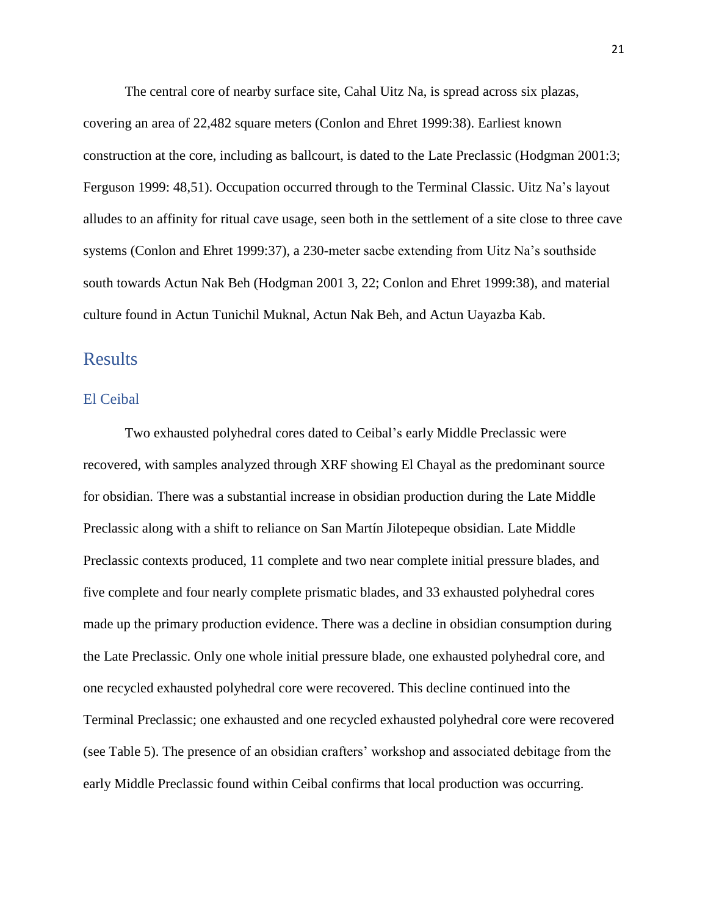The central core of nearby surface site, Cahal Uitz Na, is spread across six plazas, covering an area of 22,482 square meters (Conlon and Ehret 1999:38). Earliest known construction at the core, including as ballcourt, is dated to the Late Preclassic (Hodgman 2001:3; Ferguson 1999: 48,51). Occupation occurred through to the Terminal Classic. Uitz Na's layout alludes to an affinity for ritual cave usage, seen both in the settlement of a site close to three cave systems (Conlon and Ehret 1999:37), a 230-meter sacbe extending from Uitz Na's southside south towards Actun Nak Beh (Hodgman 2001 3, 22; Conlon and Ehret 1999:38), and material culture found in Actun Tunichil Muknal, Actun Nak Beh, and Actun Uayazba Kab.

# Results

## El Ceibal

Two exhausted polyhedral cores dated to Ceibal's early Middle Preclassic were recovered, with samples analyzed through XRF showing El Chayal as the predominant source for obsidian. There was a substantial increase in obsidian production during the Late Middle Preclassic along with a shift to reliance on San Martín Jilotepeque obsidian. Late Middle Preclassic contexts produced, 11 complete and two near complete initial pressure blades, and five complete and four nearly complete prismatic blades, and 33 exhausted polyhedral cores made up the primary production evidence. There was a decline in obsidian consumption during the Late Preclassic. Only one whole initial pressure blade, one exhausted polyhedral core, and one recycled exhausted polyhedral core were recovered. This decline continued into the Terminal Preclassic; one exhausted and one recycled exhausted polyhedral core were recovered (see Table 5). The presence of an obsidian crafters' workshop and associated debitage from the early Middle Preclassic found within Ceibal confirms that local production was occurring.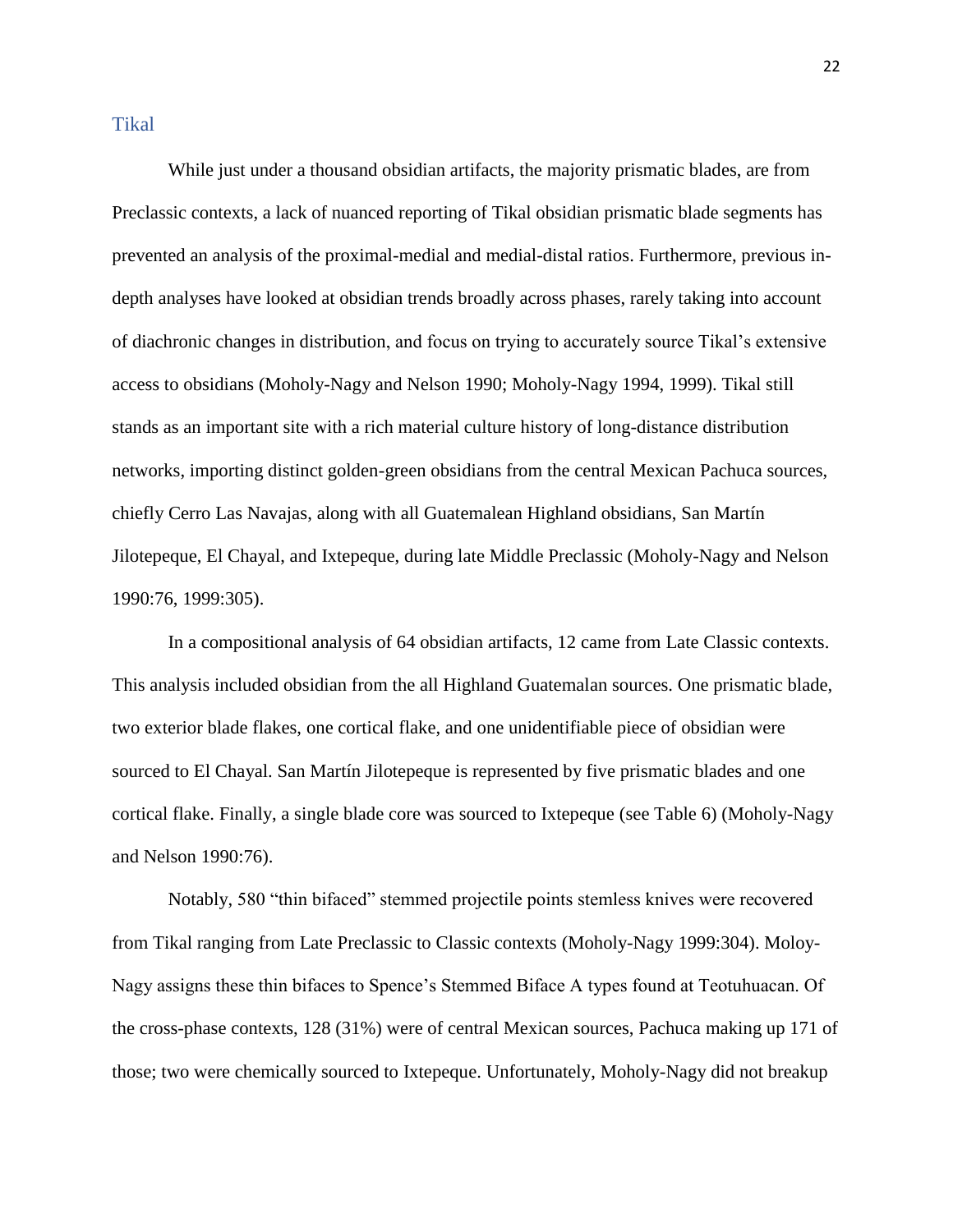## Tikal

While just under a thousand obsidian artifacts, the majority prismatic blades, are from Preclassic contexts, a lack of nuanced reporting of Tikal obsidian prismatic blade segments has prevented an analysis of the proximal-medial and medial-distal ratios. Furthermore, previous in-depth analyses have looked at obsidian trends broadly across phases, rarely taking into account of diachronic changes in distribution, and focus on trying to accurately source Tikal's extensive access to obsidians (Moholy-Nagy and Nelson 1990; Moholy-Nagy 1994, 1999). Tikal still stands as an important site with a rich material culture history of long-distance distribution networks, importing distinct golden-green obsidians from the central Mexican Pachuca sources, chiefly Cerro Las Navajas, along with all Guatemalean Highland obsidians, San Martín Jilotepeque, El Chayal, and Ixtepeque, during late Middle Preclassic (Moholy-Nagy and Nelson 1990:76, 1999:305).

In a compositional analysis of 64 obsidian artifacts, 12 came from Late Classic contexts. This analysis included obsidian from the all Highland Guatemalan sources. One prismatic blade, two exterior blade flakes, one cortical flake, and one unidentifiable piece of obsidian were sourced to El Chayal. San Martín Jilotepeque is represented by five prismatic blades and one cortical flake. Finally, a single blade core was sourced to Ixtepeque (see Table 6) (Moholy-Nagy and Nelson 1990:76).

Notably, 580 "thin bifaced" stemmed projectile points stemless knives were recovered from Tikal ranging from Late Preclassic to Classic contexts (Moholy-Nagy 1999:304). Moloy-Nagy assigns these thin bifaces to Spence's Stemmed Biface A types found at Teotuhuacan. Of the cross-phase contexts, 128 (31%) were of central Mexican sources, Pachuca making up 171 of those; two were chemically sourced to Ixtepeque. Unfortunately, Moholy-Nagy did not breakup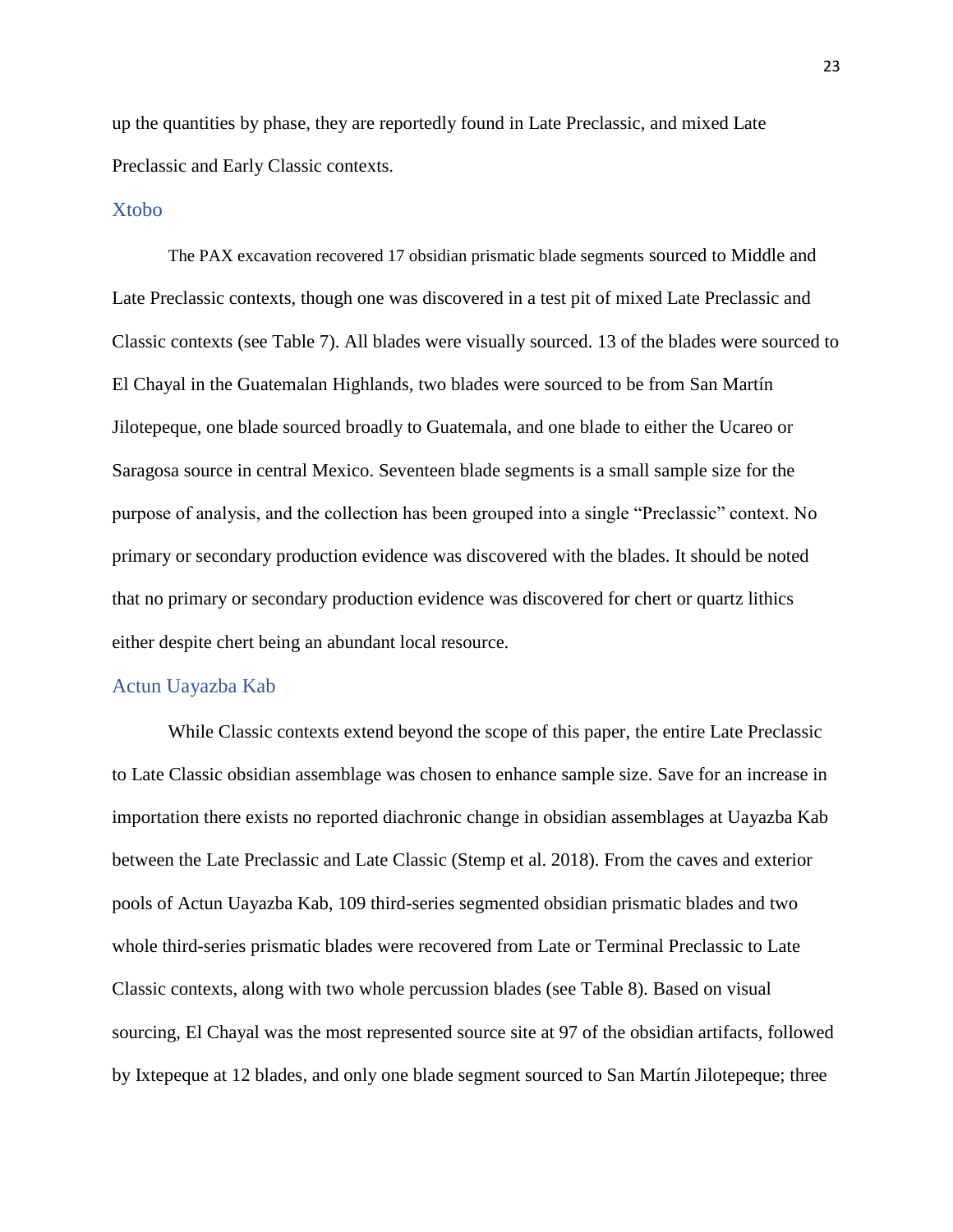up the quantities by phase, they are reportedly found in Late Preclassic, and mixed Late Preclassic and Early Classic contexts.

## Xtobo

The PAX excavation recovered 17 obsidian prismatic blade segments sourced to Middle and Late Preclassic contexts, though one was discovered in a test pit of mixed Late Preclassic and Classic contexts (see Table 7). All blades were visually sourced. 13 of the blades were sourced to El Chayal in the Guatemalan Highlands, two blades were sourced to be from San Martín Jilotepeque, one blade sourced broadly to Guatemala, and one blade to either the Ucareo or Saragosa source in central Mexico. Seventeen blade segments is a small sample size for the purpose of analysis, and the collection has been grouped into a single "Preclassic" context. No primary or secondary production evidence was discovered with the blades. It should be noted that no primary or secondary production evidence was discovered for chert or quartz lithics either despite chert being an abundant local resource.

## Actun Uayazba Kab

While Classic contexts extend beyond the scope of this paper, the entire Late Preclassic to Late Classic obsidian assemblage was chosen to enhance sample size. Save for an increase in importation there exists no reported diachronic change in obsidian assemblages at Uayazba Kab between the Late Preclassic and Late Classic (Stemp et al. 2018). From the caves and exterior pools of Actun Uayazba Kab, 109 third-series segmented obsidian prismatic blades and two whole third-series prismatic blades were recovered from Late or Terminal Preclassic to Late Classic contexts, along with two whole percussion blades (see Table 8). Based on visual sourcing, El Chayal was the most represented source site at 97 of the obsidian artifacts, followed by Ixtepeque at 12 blades, and only one blade segment sourced to San Martín Jilotepeque; three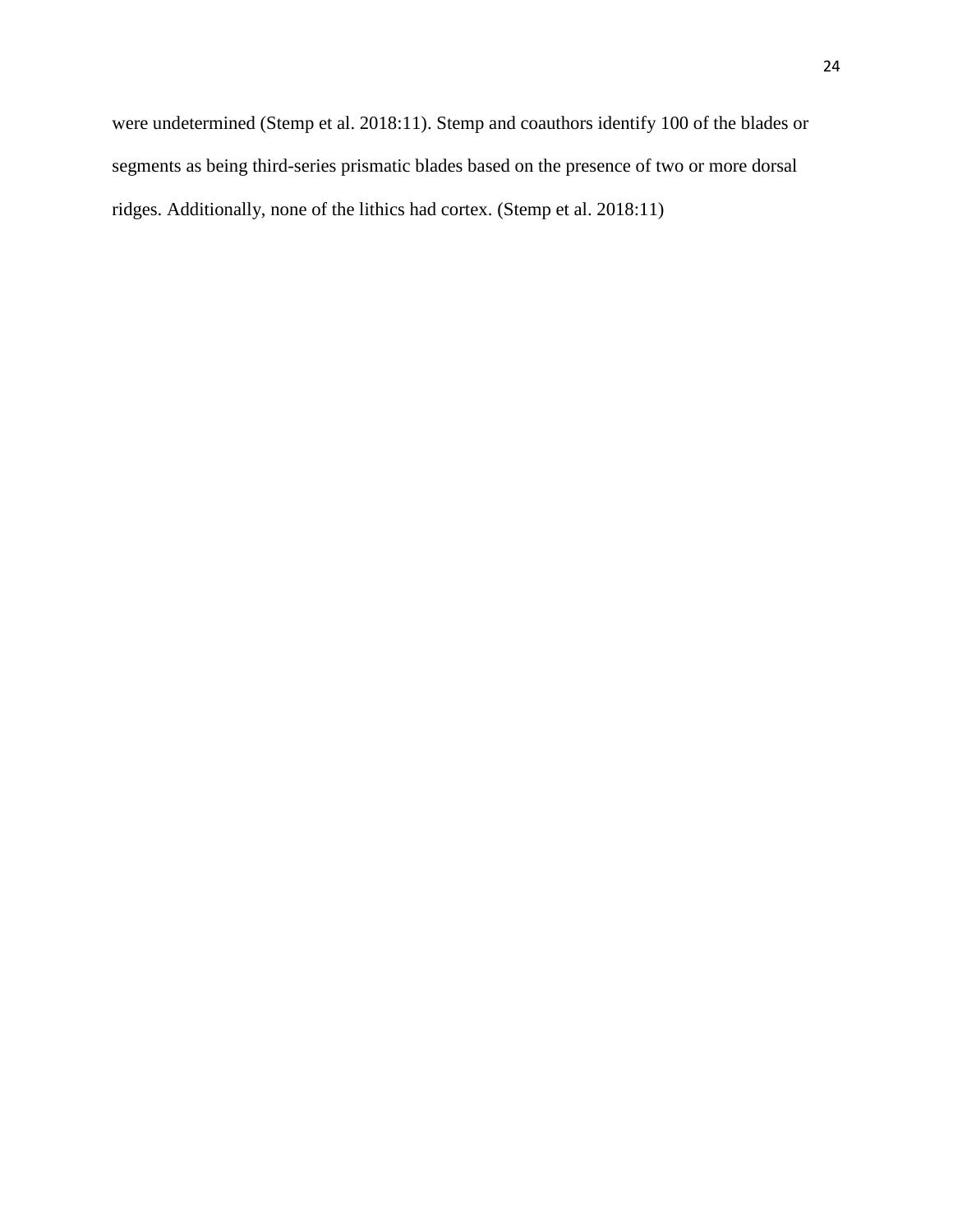were undetermined (Stemp et al. 2018:11). Stemp and coauthors identify 100 of the blades or segments as being third-series prismatic blades based on the presence of two or more dorsal ridges. Additionally, none of the lithics had cortex. (Stemp et al. 2018:11)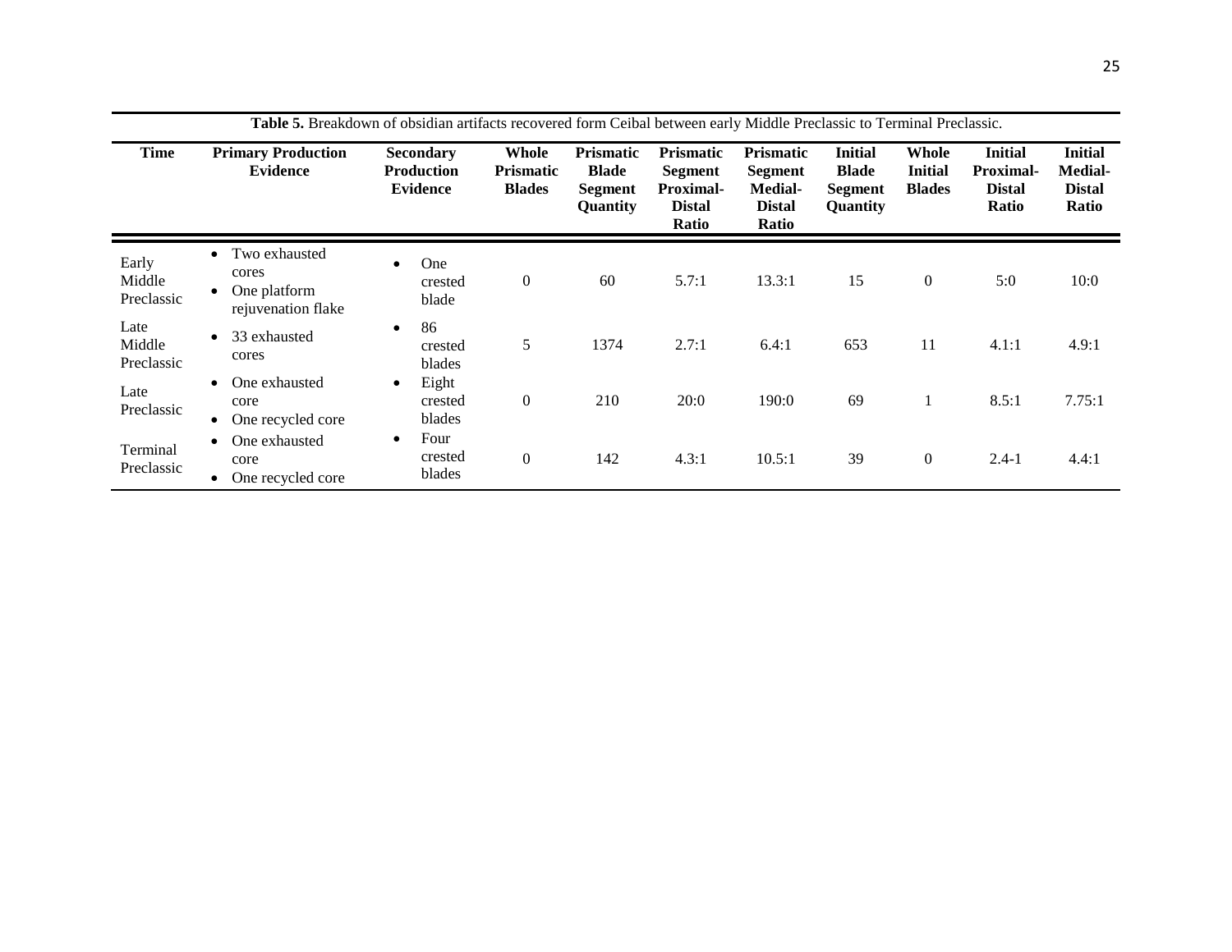**Table 5.** Breakdown of obsidian artifacts recovered form Ceibal between early Middle Preclassic to Terminal Preclassic.

| Time | Primary Production Evidence | Secondary Production Evidence | Whole Prismatic Blades | Prismatic Blade Segment Quantity | Prismatic Segment Proximal-Distal Ratio | Prismatic Segment Medial-Distal Ratio | Initial Blade Segment Quantity | Whole Initial Blades | Initial Proximal-Distal Ratio | Initial Medial-Distal Ratio |
|---|---|---|---|---|---|---|---|---|---|---|
| Early Middle Preclassic | • Two exhausted cores<br>• One platform rejuvenation flake | • One crested blade | 0 | 60 | 5.7:1 | 13.3:1 | 15 | 0 | 5:0 | 10:0 |
| Late Middle Preclassic | • 33 exhausted cores | • 86 crested blades | 5 | 1374 | 2.7:1 | 6.4:1 | 653 | 11 | 4.1:1 | 4.9:1 |
| Late Preclassic | • One exhausted core<br>• One recycled core | • Eight crested blades | 0 | 210 | 20:0 | 190:0 | 69 | 1 | 8.5:1 | 7.75:1 |
| Terminal Preclassic | • One exhausted core<br>• One recycled core | • Four crested blades | 0 | 142 | 4.3:1 | 10.5:1 | 39 | 0 | 2.4-1 | 4.4:1 |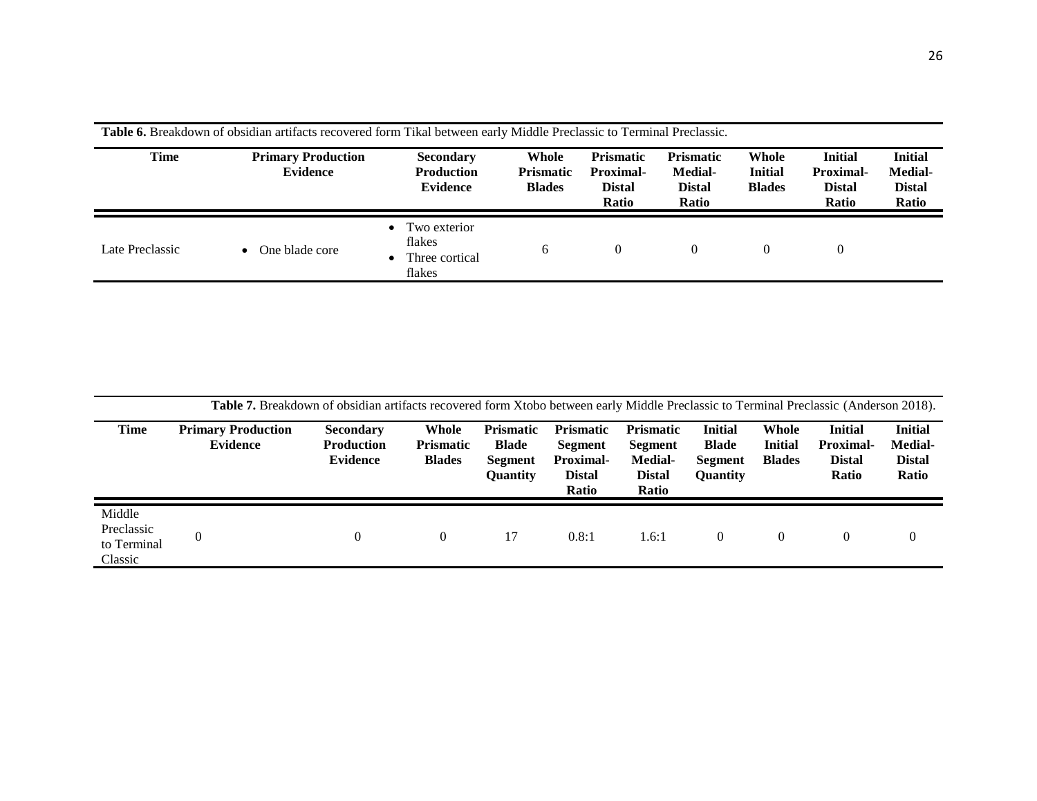**Table 6.** Breakdown of obsidian artifacts recovered form Tikal between early Middle Preclassic to Terminal Preclassic.

| Time | Primary Production Evidence | Secondary Production Evidence | Whole Prismatic Blades | Prismatic Proximal-Distal Ratio | Prismatic Medial-Distal Ratio | Whole Initial Blades | Initial Proximal-Distal Ratio | Initial Medial-Distal Ratio |
|---|---|---|---|---|---|---|---|---|
| Late Preclassic | • One blade core | • Two exterior flakes<br>• Three cortical flakes | 6 | 0 | 0 | 0 | 0 | |

**Table 7.** Breakdown of obsidian artifacts recovered form Xtobo between early Middle Preclassic to Terminal Preclassic (Anderson 2018).

| Time | Primary Production Evidence | Secondary Production Evidence | Whole Prismatic Blades | Prismatic Blade Segment Quantity | Prismatic Segment Proximal-Distal Ratio | Prismatic Segment Medial-Distal Ratio | Initial Blade Segment Quantity | Whole Initial Blades | Initial Proximal-Distal Ratio | Initial Medial-Distal Ratio |
|---|---|---|---|---|---|---|---|---|---|---|
| Middle Preclassic to Terminal Classic | 0 | 0 | 0 | 17 | 0.8:1 | 1.6:1 | 0 | 0 | 0 | 0 |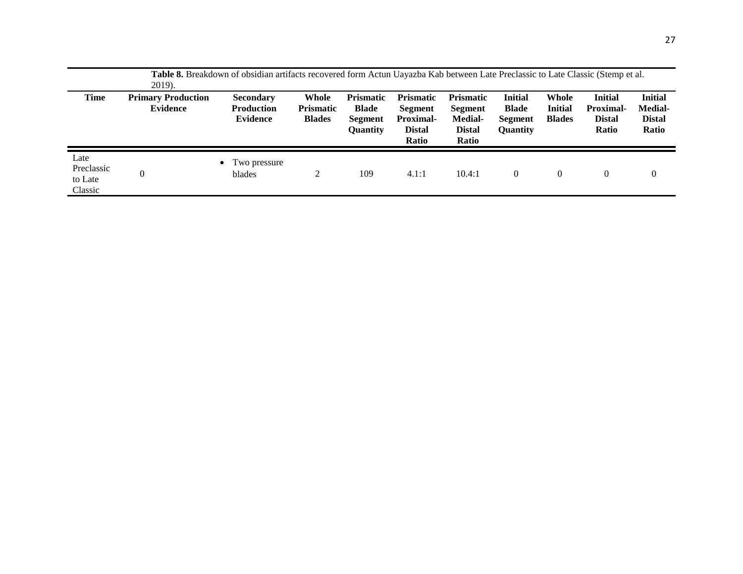**Table 8.** Breakdown of obsidian artifacts recovered form Actun Uayazba Kab between Late Preclassic to Late Classic (Stemp et al. 2019).

| Time | Primary Production Evidence | Secondary Production Evidence | Whole Prismatic Blades | Prismatic Blade Segment Quantity | Prismatic Segment Proximal-Distal Ratio | Prismatic Segment Medial-Distal Ratio | Initial Blade Segment Quantity | Whole Initial Blades | Initial Proximal-Distal Ratio | Initial Medial-Distal Ratio |
|---|---|---|---|---|---|---|---|---|---|---|
| Late Preclassic to Late Classic | 0 | • Two pressure blades | 2 | 109 | 4.1:1 | 10.4:1 | 0 | 0 | 0 | 0 |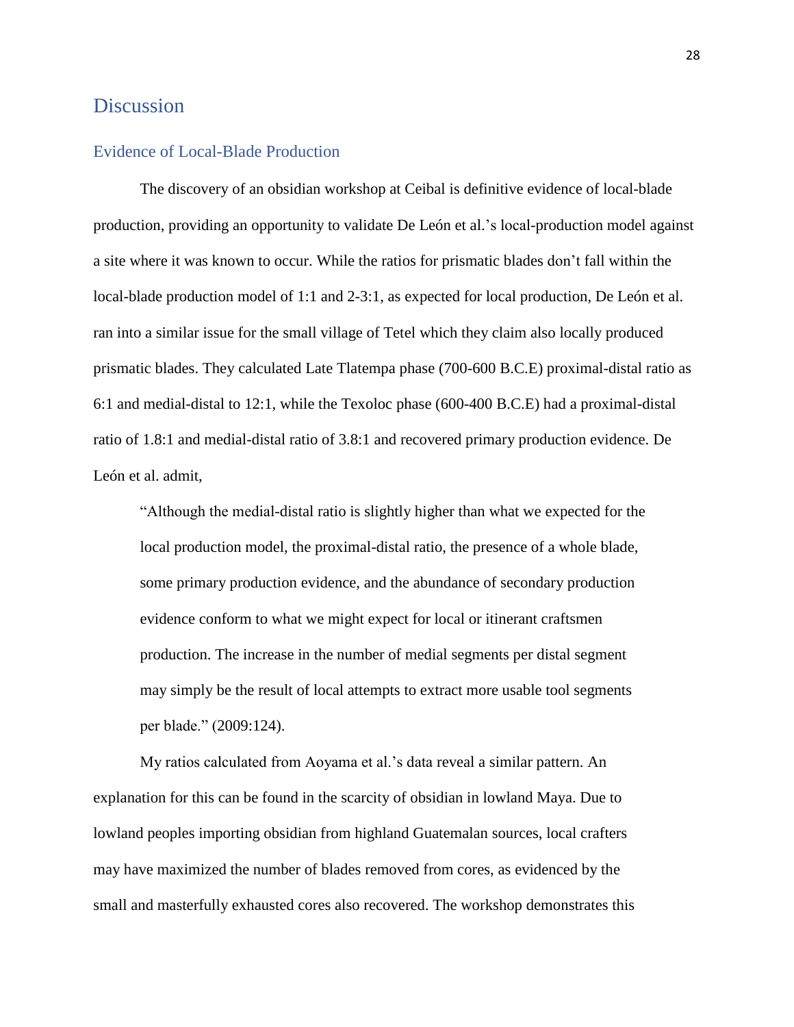# Discussion

## Evidence of Local-Blade Production

The discovery of an obsidian workshop at Ceibal is definitive evidence of local-blade production, providing an opportunity to validate De León et al.'s local-production model against a site where it was known to occur. While the ratios for prismatic blades don't fall within the local-blade production model of 1:1 and 2-3:1, as expected for local production, De León et al. ran into a similar issue for the small village of Tetel which they claim also locally produced prismatic blades. They calculated Late Tlatempa phase (700-600 B.C.E) proximal-distal ratio as 6:1 and medial-distal to 12:1, while the Texoloc phase (600-400 B.C.E) had a proximal-distal ratio of 1.8:1 and medial-distal ratio of 3.8:1 and recovered primary production evidence. De León et al. admit,

> "Although the medial-distal ratio is slightly higher than what we expected for the local production model, the proximal-distal ratio, the presence of a whole blade, some primary production evidence, and the abundance of secondary production evidence conform to what we might expect for local or itinerant craftsmen production. The increase in the number of medial segments per distal segment may simply be the result of local attempts to extract more usable tool segments per blade." (2009:124).

My ratios calculated from Aoyama et al.'s data reveal a similar pattern. An explanation for this can be found in the scarcity of obsidian in lowland Maya. Due to lowland peoples importing obsidian from highland Guatemalan sources, local crafters may have maximized the number of blades removed from cores, as evidenced by the small and masterfully exhausted cores also recovered. The workshop demonstrates this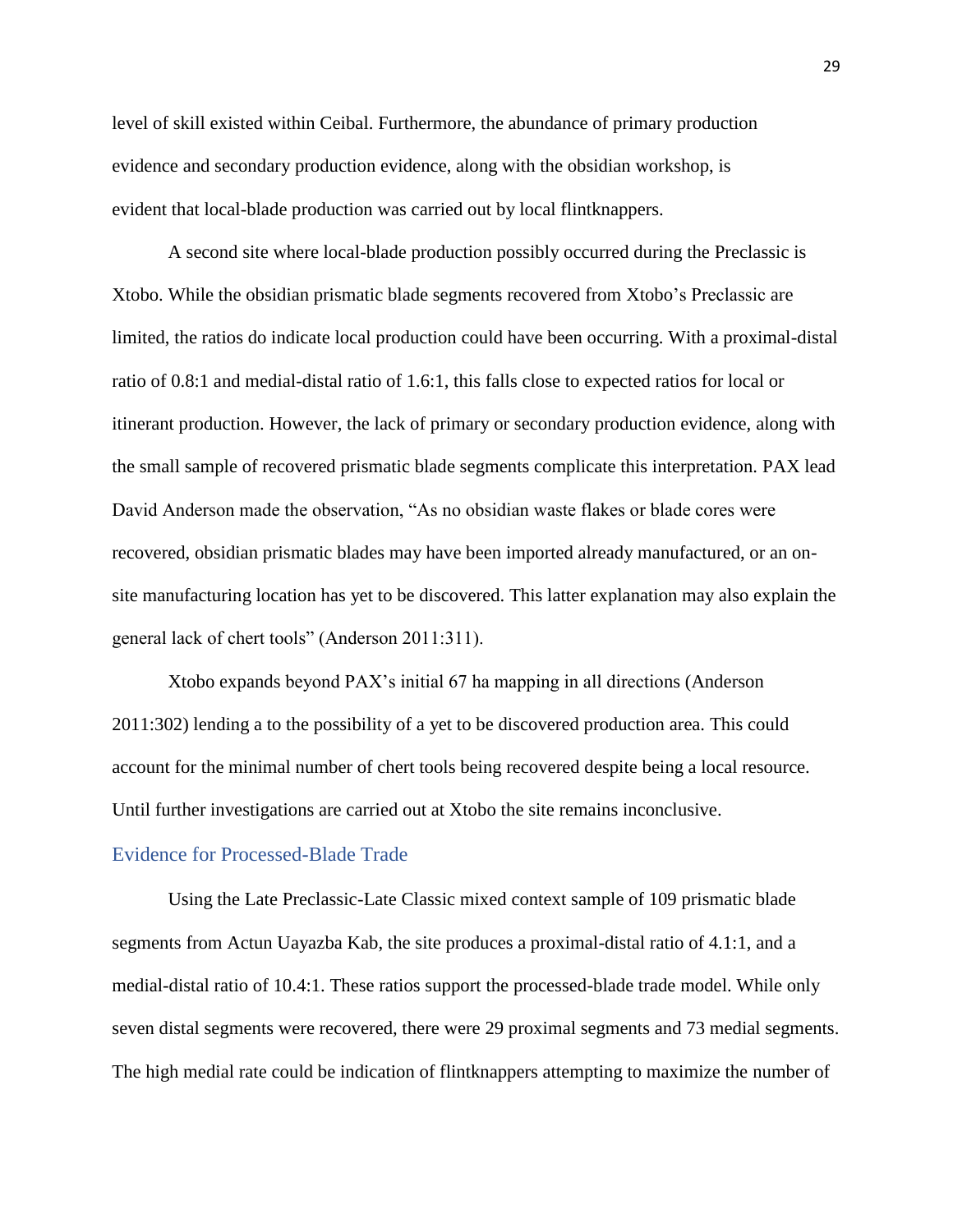level of skill existed within Ceibal. Furthermore, the abundance of primary production evidence and secondary production evidence, along with the obsidian workshop, is evident that local-blade production was carried out by local flintknappers.

A second site where local-blade production possibly occurred during the Preclassic is Xtobo. While the obsidian prismatic blade segments recovered from Xtobo's Preclassic are limited, the ratios do indicate local production could have been occurring. With a proximal-distal ratio of 0.8:1 and medial-distal ratio of 1.6:1, this falls close to expected ratios for local or itinerant production. However, the lack of primary or secondary production evidence, along with the small sample of recovered prismatic blade segments complicate this interpretation. PAX lead David Anderson made the observation, "As no obsidian waste flakes or blade cores were recovered, obsidian prismatic blades may have been imported already manufactured, or an on-site manufacturing location has yet to be discovered. This latter explanation may also explain the general lack of chert tools" (Anderson 2011:311).

Xtobo expands beyond PAX's initial 67 ha mapping in all directions (Anderson 2011:302) lending a to the possibility of a yet to be discovered production area. This could account for the minimal number of chert tools being recovered despite being a local resource. Until further investigations are carried out at Xtobo the site remains inconclusive.

## Evidence for Processed-Blade Trade

Using the Late Preclassic-Late Classic mixed context sample of 109 prismatic blade segments from Actun Uayazba Kab, the site produces a proximal-distal ratio of 4.1:1, and a medial-distal ratio of 10.4:1. These ratios support the processed-blade trade model. While only seven distal segments were recovered, there were 29 proximal segments and 73 medial segments. The high medial rate could be indication of flintknappers attempting to maximize the number of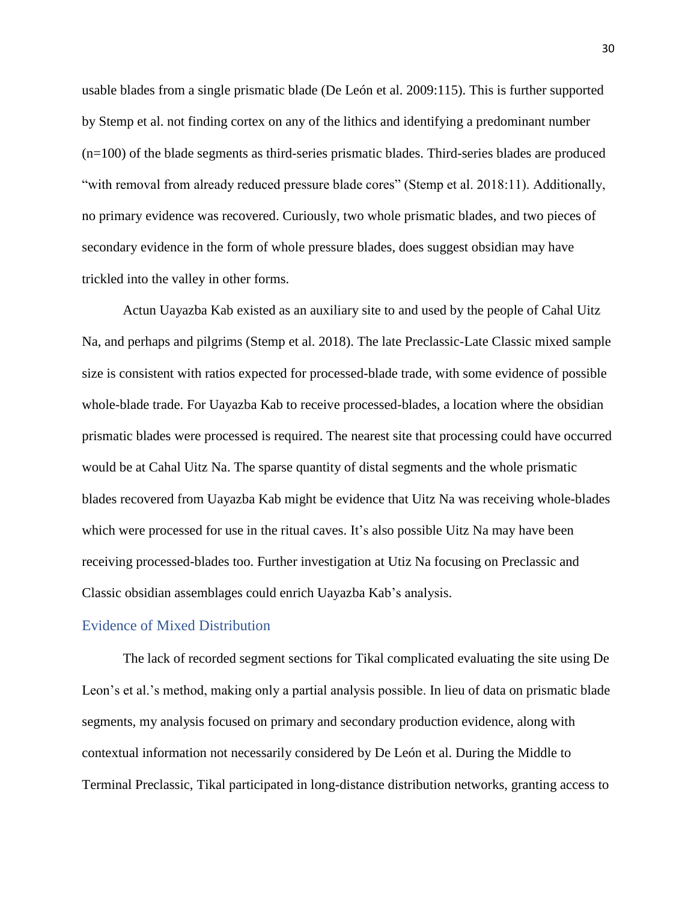usable blades from a single prismatic blade (De León et al. 2009:115). This is further supported by Stemp et al. not finding cortex on any of the lithics and identifying a predominant number (n=100) of the blade segments as third-series prismatic blades. Third-series blades are produced "with removal from already reduced pressure blade cores" (Stemp et al. 2018:11). Additionally, no primary evidence was recovered. Curiously, two whole prismatic blades, and two pieces of secondary evidence in the form of whole pressure blades, does suggest obsidian may have trickled into the valley in other forms.

Actun Uayazba Kab existed as an auxiliary site to and used by the people of Cahal Uitz Na, and perhaps and pilgrims (Stemp et al. 2018). The late Preclassic-Late Classic mixed sample size is consistent with ratios expected for processed-blade trade, with some evidence of possible whole-blade trade. For Uayazba Kab to receive processed-blades, a location where the obsidian prismatic blades were processed is required. The nearest site that processing could have occurred would be at Cahal Uitz Na. The sparse quantity of distal segments and the whole prismatic blades recovered from Uayazba Kab might be evidence that Uitz Na was receiving whole-blades which were processed for use in the ritual caves. It's also possible Uitz Na may have been receiving processed-blades too. Further investigation at Utiz Na focusing on Preclassic and Classic obsidian assemblages could enrich Uayazba Kab's analysis.

## Evidence of Mixed Distribution

The lack of recorded segment sections for Tikal complicated evaluating the site using De Leon's et al.'s method, making only a partial analysis possible. In lieu of data on prismatic blade segments, my analysis focused on primary and secondary production evidence, along with contextual information not necessarily considered by De León et al. During the Middle to Terminal Preclassic, Tikal participated in long-distance distribution networks, granting access to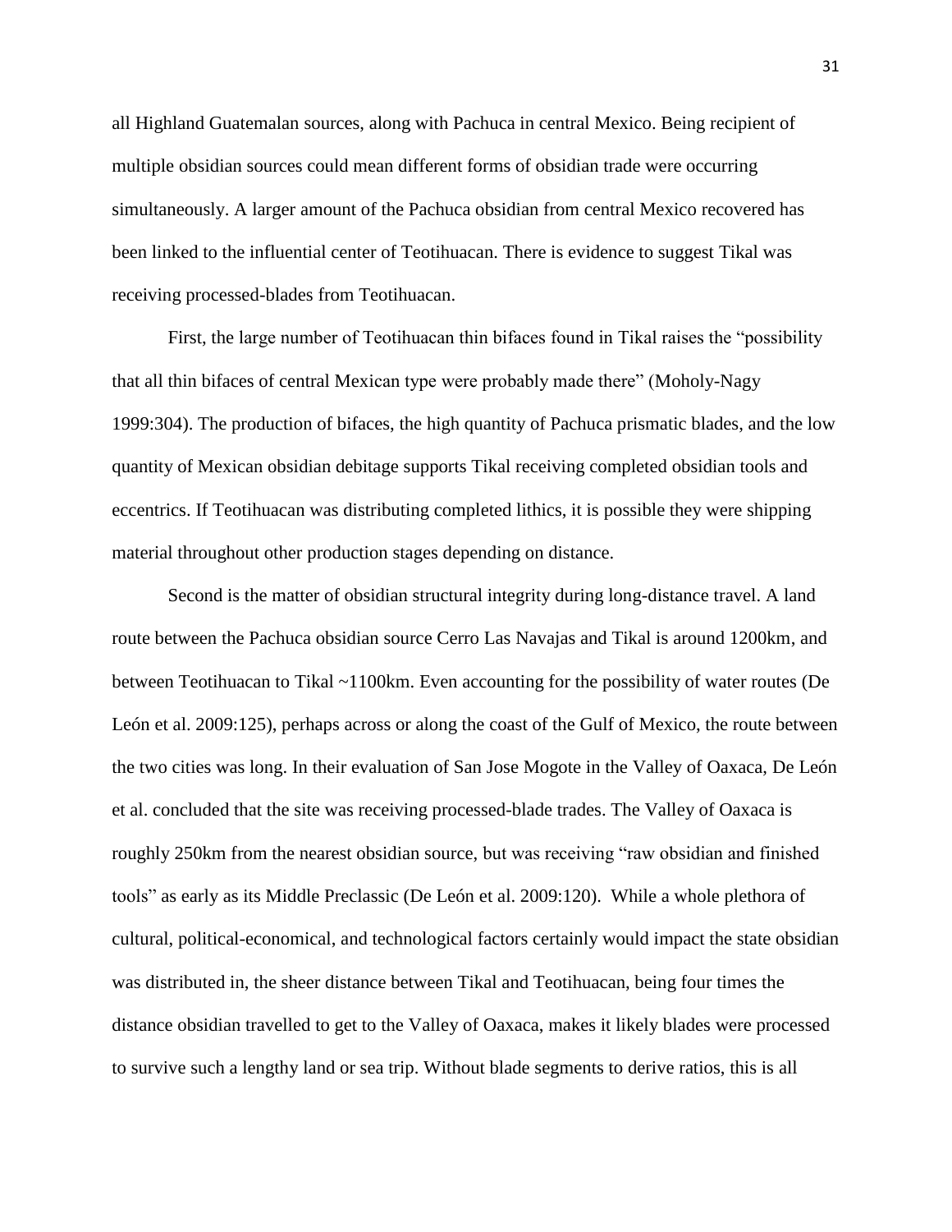all Highland Guatemalan sources, along with Pachuca in central Mexico. Being recipient of multiple obsidian sources could mean different forms of obsidian trade were occurring simultaneously. A larger amount of the Pachuca obsidian from central Mexico recovered has been linked to the influential center of Teotihuacan. There is evidence to suggest Tikal was receiving processed-blades from Teotihuacan.

First, the large number of Teotihuacan thin bifaces found in Tikal raises the "possibility that all thin bifaces of central Mexican type were probably made there" (Moholy-Nagy 1999:304). The production of bifaces, the high quantity of Pachuca prismatic blades, and the low quantity of Mexican obsidian debitage supports Tikal receiving completed obsidian tools and eccentrics. If Teotihuacan was distributing completed lithics, it is possible they were shipping material throughout other production stages depending on distance.

Second is the matter of obsidian structural integrity during long-distance travel. A land route between the Pachuca obsidian source Cerro Las Navajas and Tikal is around 1200km, and between Teotihuacan to Tikal ~1100km. Even accounting for the possibility of water routes (De León et al. 2009:125), perhaps across or along the coast of the Gulf of Mexico, the route between the two cities was long. In their evaluation of San Jose Mogote in the Valley of Oaxaca, De León et al. concluded that the site was receiving processed-blade trades. The Valley of Oaxaca is roughly 250km from the nearest obsidian source, but was receiving "raw obsidian and finished tools" as early as its Middle Preclassic (De León et al. 2009:120). While a whole plethora of cultural, political-economical, and technological factors certainly would impact the state obsidian was distributed in, the sheer distance between Tikal and Teotihuacan, being four times the distance obsidian travelled to get to the Valley of Oaxaca, makes it likely blades were processed to survive such a lengthy land or sea trip. Without blade segments to derive ratios, this is all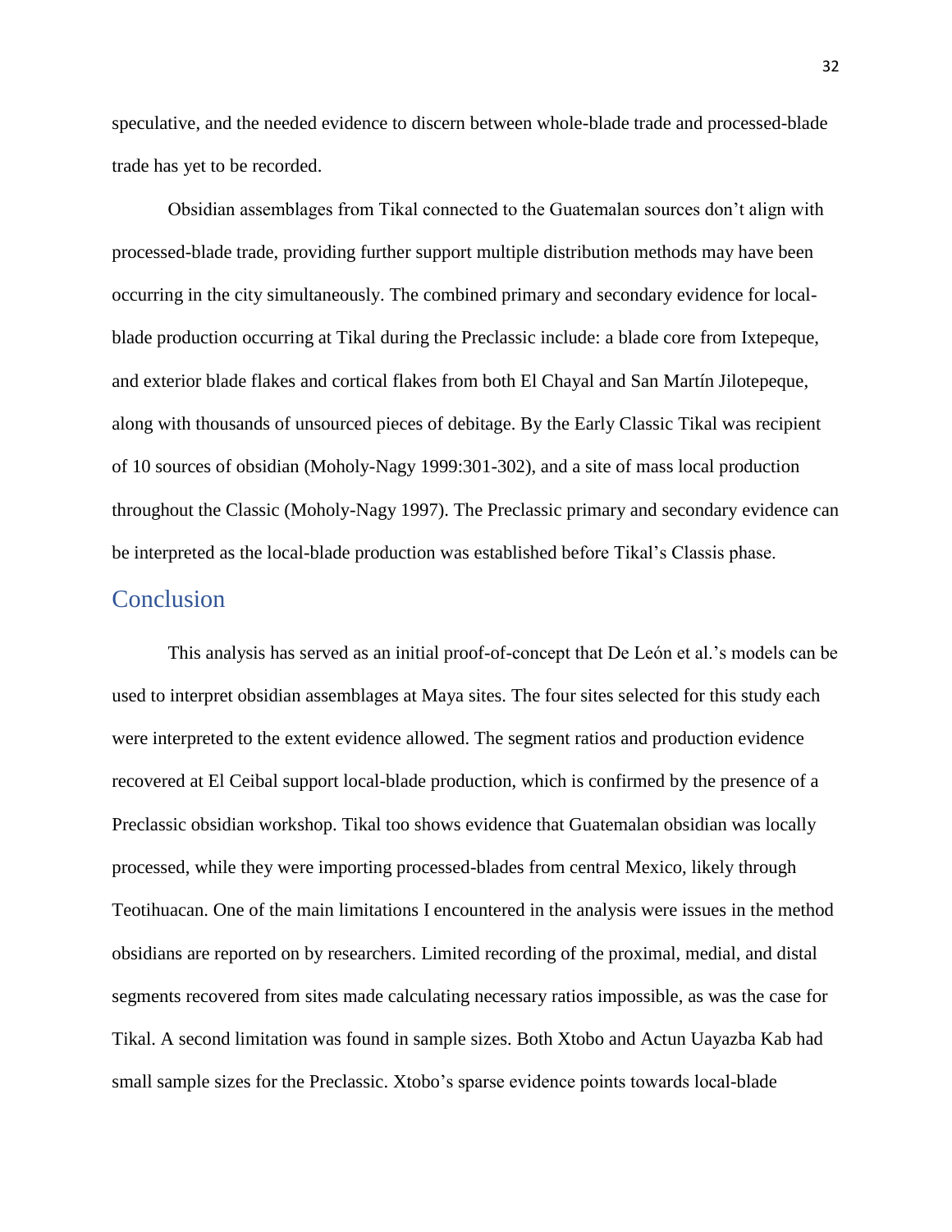speculative, and the needed evidence to discern between whole-blade trade and processed-blade trade has yet to be recorded.

Obsidian assemblages from Tikal connected to the Guatemalan sources don't align with processed-blade trade, providing further support multiple distribution methods may have been occurring in the city simultaneously. The combined primary and secondary evidence for local-blade production occurring at Tikal during the Preclassic include: a blade core from Ixtepeque, and exterior blade flakes and cortical flakes from both El Chayal and San Martín Jilotepeque, along with thousands of unsourced pieces of debitage. By the Early Classic Tikal was recipient of 10 sources of obsidian (Moholy-Nagy 1999:301-302), and a site of mass local production throughout the Classic (Moholy-Nagy 1997). The Preclassic primary and secondary evidence can be interpreted as the local-blade production was established before Tikal's Classis phase.

## Conclusion

This analysis has served as an initial proof-of-concept that De León et al.'s models can be used to interpret obsidian assemblages at Maya sites. The four sites selected for this study each were interpreted to the extent evidence allowed. The segment ratios and production evidence recovered at El Ceibal support local-blade production, which is confirmed by the presence of a Preclassic obsidian workshop. Tikal too shows evidence that Guatemalan obsidian was locally processed, while they were importing processed-blades from central Mexico, likely through Teotihuacan. One of the main limitations I encountered in the analysis were issues in the method obsidians are reported on by researchers. Limited recording of the proximal, medial, and distal segments recovered from sites made calculating necessary ratios impossible, as was the case for Tikal. A second limitation was found in sample sizes. Both Xtobo and Actun Uayazba Kab had small sample sizes for the Preclassic. Xtobo's sparse evidence points towards local-blade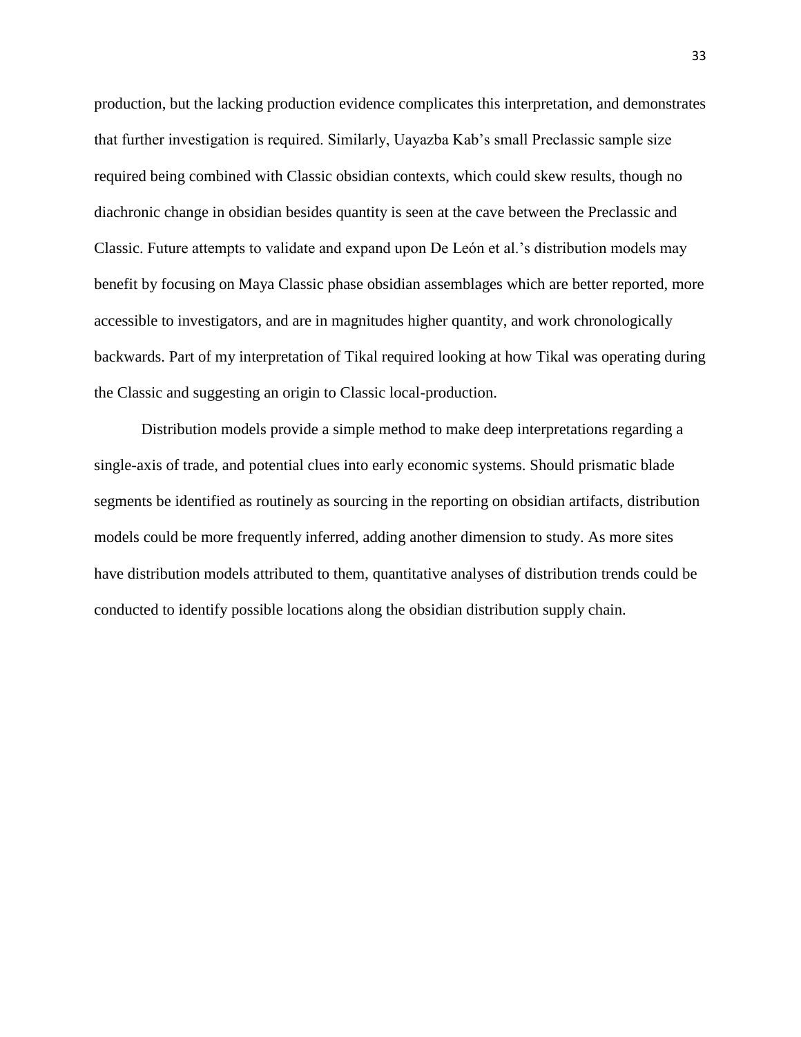production, but the lacking production evidence complicates this interpretation, and demonstrates that further investigation is required. Similarly, Uayazba Kab's small Preclassic sample size required being combined with Classic obsidian contexts, which could skew results, though no diachronic change in obsidian besides quantity is seen at the cave between the Preclassic and Classic. Future attempts to validate and expand upon De León et al.'s distribution models may benefit by focusing on Maya Classic phase obsidian assemblages which are better reported, more accessible to investigators, and are in magnitudes higher quantity, and work chronologically backwards. Part of my interpretation of Tikal required looking at how Tikal was operating during the Classic and suggesting an origin to Classic local-production.

Distribution models provide a simple method to make deep interpretations regarding a single-axis of trade, and potential clues into early economic systems. Should prismatic blade segments be identified as routinely as sourcing in the reporting on obsidian artifacts, distribution models could be more frequently inferred, adding another dimension to study. As more sites have distribution models attributed to them, quantitative analyses of distribution trends could be conducted to identify possible locations along the obsidian distribution supply chain.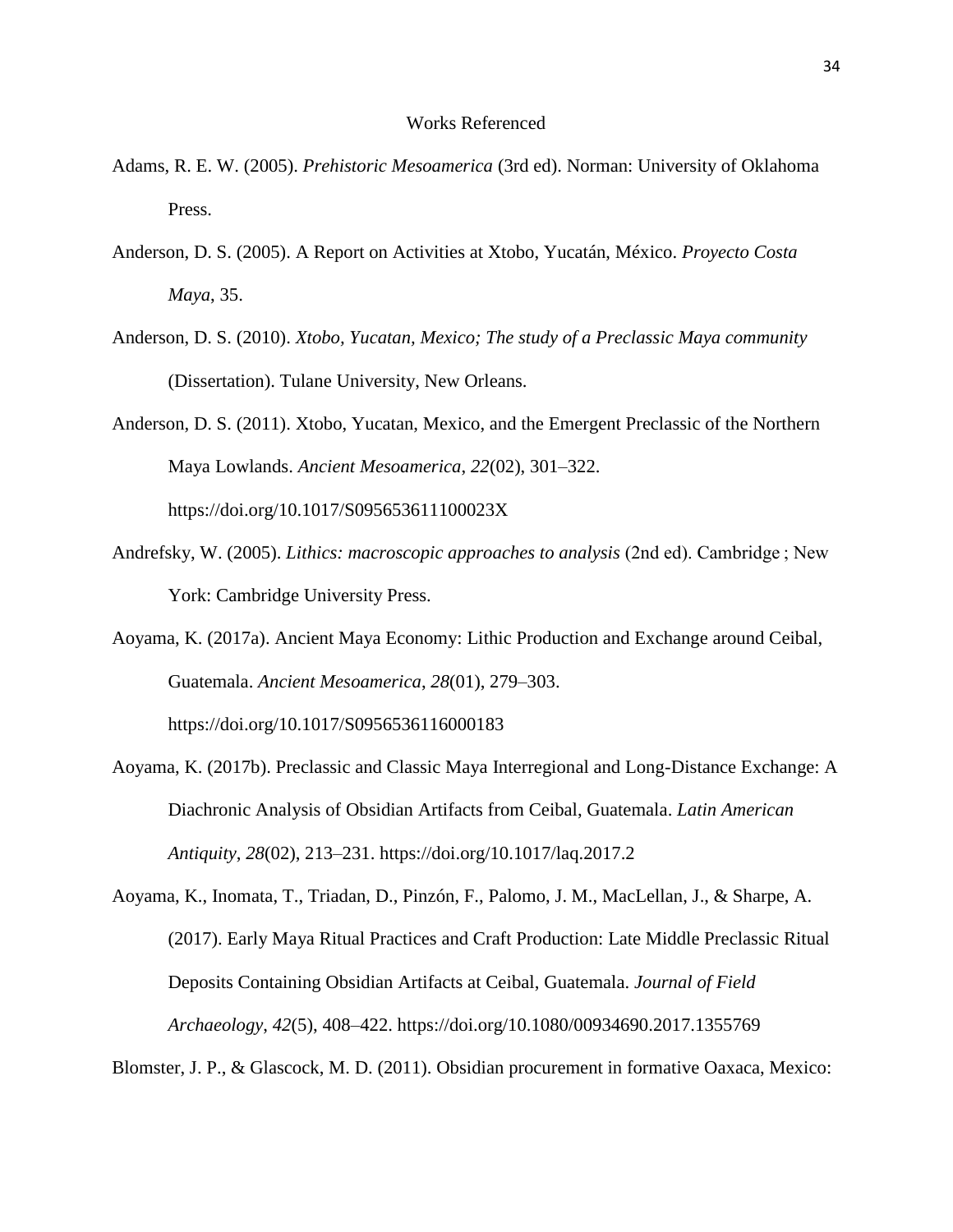# Works Referenced

Adams, R. E. W. (2005). *Prehistoric Mesoamerica* (3rd ed). Norman: University of Oklahoma Press.

Anderson, D. S. (2005). A Report on Activities at Xtobo, Yucatán, México. *Proyecto Costa Maya*, 35.

Anderson, D. S. (2010). *Xtobo, Yucatan, Mexico; The study of a Preclassic Maya community* (Dissertation). Tulane University, New Orleans.

Anderson, D. S. (2011). Xtobo, Yucatan, Mexico, and the Emergent Preclassic of the Northern Maya Lowlands. *Ancient Mesoamerica*, *22*(02), 301–322. https://doi.org/10.1017/S095653611100023X

Andrefsky, W. (2005). *Lithics: macroscopic approaches to analysis* (2nd ed). Cambridge ; New York: Cambridge University Press.

Aoyama, K. (2017a). Ancient Maya Economy: Lithic Production and Exchange around Ceibal, Guatemala. *Ancient Mesoamerica*, *28*(01), 279–303. https://doi.org/10.1017/S0956536116000183

Aoyama, K. (2017b). Preclassic and Classic Maya Interregional and Long-Distance Exchange: A Diachronic Analysis of Obsidian Artifacts from Ceibal, Guatemala. *Latin American Antiquity*, *28*(02), 213–231. https://doi.org/10.1017/laq.2017.2

Aoyama, K., Inomata, T., Triadan, D., Pinzón, F., Palomo, J. M., MacLellan, J., & Sharpe, A. (2017). Early Maya Ritual Practices and Craft Production: Late Middle Preclassic Ritual Deposits Containing Obsidian Artifacts at Ceibal, Guatemala. *Journal of Field Archaeology*, *42*(5), 408–422. https://doi.org/10.1080/00934690.2017.1355769

Blomster, J. P., & Glascock, M. D. (2011). Obsidian procurement in formative Oaxaca, Mexico: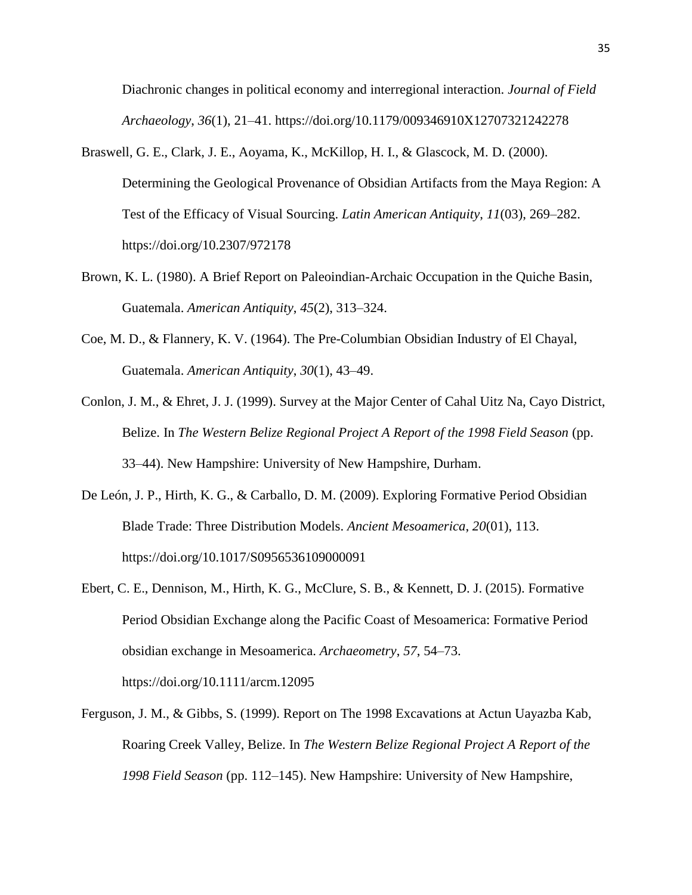Diachronic changes in political economy and interregional interaction. *Journal of Field Archaeology*, *36*(1), 21–41. https://doi.org/10.1179/009346910X12707321242278

Braswell, G. E., Clark, J. E., Aoyama, K., McKillop, H. I., & Glascock, M. D. (2000). Determining the Geological Provenance of Obsidian Artifacts from the Maya Region: A Test of the Efficacy of Visual Sourcing. *Latin American Antiquity*, *11*(03), 269–282. https://doi.org/10.2307/972178

Brown, K. L. (1980). A Brief Report on Paleoindian-Archaic Occupation in the Quiche Basin, Guatemala. *American Antiquity*, *45*(2), 313–324.

Coe, M. D., & Flannery, K. V. (1964). The Pre-Columbian Obsidian Industry of El Chayal, Guatemala. *American Antiquity*, *30*(1), 43–49.

Conlon, J. M., & Ehret, J. J. (1999). Survey at the Major Center of Cahal Uitz Na, Cayo District, Belize. In *The Western Belize Regional Project A Report of the 1998 Field Season* (pp. 33–44). New Hampshire: University of New Hampshire, Durham.

De León, J. P., Hirth, K. G., & Carballo, D. M. (2009). Exploring Formative Period Obsidian Blade Trade: Three Distribution Models. *Ancient Mesoamerica*, *20*(01), 113. https://doi.org/10.1017/S0956536109000091

Ebert, C. E., Dennison, M., Hirth, K. G., McClure, S. B., & Kennett, D. J. (2015). Formative Period Obsidian Exchange along the Pacific Coast of Mesoamerica: Formative Period obsidian exchange in Mesoamerica. *Archaeometry*, *57*, 54–73. https://doi.org/10.1111/arcm.12095

Ferguson, J. M., & Gibbs, S. (1999). Report on The 1998 Excavations at Actun Uayazba Kab, Roaring Creek Valley, Belize. In *The Western Belize Regional Project A Report of the 1998 Field Season* (pp. 112–145). New Hampshire: University of New Hampshire,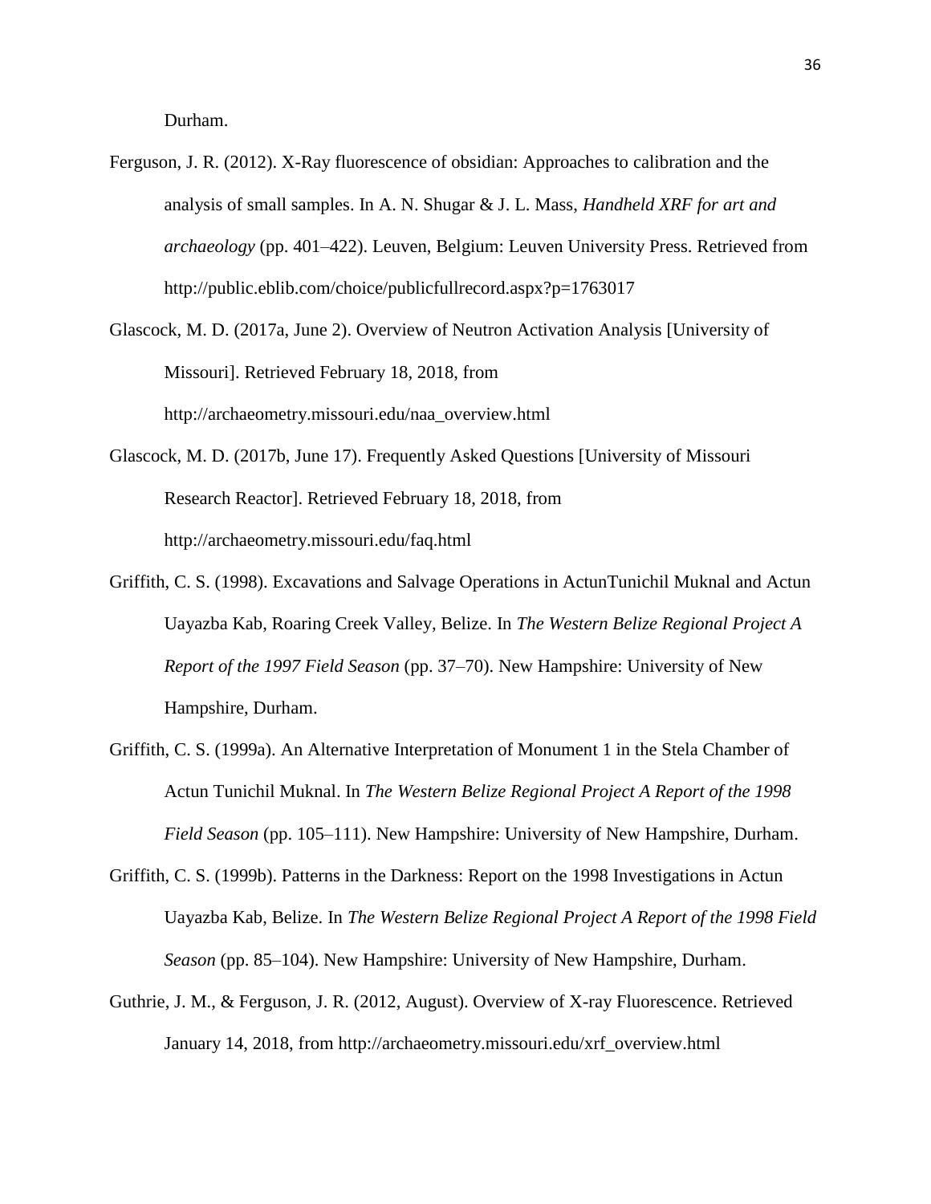Durham.

Ferguson, J. R. (2012). X-Ray fluorescence of obsidian: Approaches to calibration and the analysis of small samples. In A. N. Shugar & J. L. Mass, *Handheld XRF for art and archaeology* (pp. 401–422). Leuven, Belgium: Leuven University Press. Retrieved from http://public.eblib.com/choice/publicfullrecord.aspx?p=1763017

Glascock, M. D. (2017a, June 2). Overview of Neutron Activation Analysis [University of Missouri]. Retrieved February 18, 2018, from http://archaeometry.missouri.edu/naa_overview.html

Glascock, M. D. (2017b, June 17). Frequently Asked Questions [University of Missouri Research Reactor]. Retrieved February 18, 2018, from http://archaeometry.missouri.edu/faq.html

Griffith, C. S. (1998). Excavations and Salvage Operations in ActunTunichil Muknal and Actun Uayazba Kab, Roaring Creek Valley, Belize. In *The Western Belize Regional Project A Report of the 1997 Field Season* (pp. 37–70). New Hampshire: University of New Hampshire, Durham.

Griffith, C. S. (1999a). An Alternative Interpretation of Monument 1 in the Stela Chamber of Actun Tunichil Muknal. In *The Western Belize Regional Project A Report of the 1998 Field Season* (pp. 105–111). New Hampshire: University of New Hampshire, Durham.

Griffith, C. S. (1999b). Patterns in the Darkness: Report on the 1998 Investigations in Actun Uayazba Kab, Belize. In *The Western Belize Regional Project A Report of the 1998 Field Season* (pp. 85–104). New Hampshire: University of New Hampshire, Durham.

Guthrie, J. M., & Ferguson, J. R. (2012, August). Overview of X-ray Fluorescence. Retrieved January 14, 2018, from http://archaeometry.missouri.edu/xrf_overview.html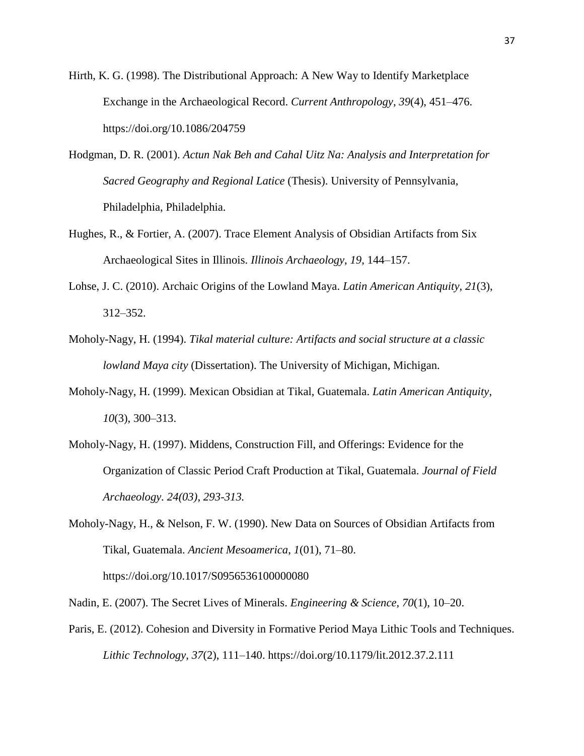Hirth, K. G. (1998). The Distributional Approach: A New Way to Identify Marketplace Exchange in the Archaeological Record. *Current Anthropology*, *39*(4), 451–476. https://doi.org/10.1086/204759

Hodgman, D. R. (2001). *Actun Nak Beh and Cahal Uitz Na: Analysis and Interpretation for Sacred Geography and Regional Latice* (Thesis). University of Pennsylvania, Philadelphia, Philadelphia.

Hughes, R., & Fortier, A. (2007). Trace Element Analysis of Obsidian Artifacts from Six Archaeological Sites in Illinois. *Illinois Archaeology*, *19*, 144–157.

Lohse, J. C. (2010). Archaic Origins of the Lowland Maya. *Latin American Antiquity*, *21*(3), 312–352.

Moholy-Nagy, H. (1994). *Tikal material culture: Artifacts and social structure at a classic lowland Maya city* (Dissertation). The University of Michigan, Michigan.

Moholy-Nagy, H. (1999). Mexican Obsidian at Tikal, Guatemala. *Latin American Antiquity*, *10*(3), 300–313.

Moholy-Nagy, H. (1997). Middens, Construction Fill, and Offerings: Evidence for the Organization of Classic Period Craft Production at Tikal, Guatemala. *Journal of Field Archaeology. 24(03), 293-313.*

Moholy-Nagy, H., & Nelson, F. W. (1990). New Data on Sources of Obsidian Artifacts from Tikal, Guatemala. *Ancient Mesoamerica*, *1*(01), 71–80. https://doi.org/10.1017/S0956536100000080

Nadin, E. (2007). The Secret Lives of Minerals. *Engineering & Science*, *70*(1), 10–20.

Paris, E. (2012). Cohesion and Diversity in Formative Period Maya Lithic Tools and Techniques. *Lithic Technology*, *37*(2), 111–140. https://doi.org/10.1179/lit.2012.37.2.111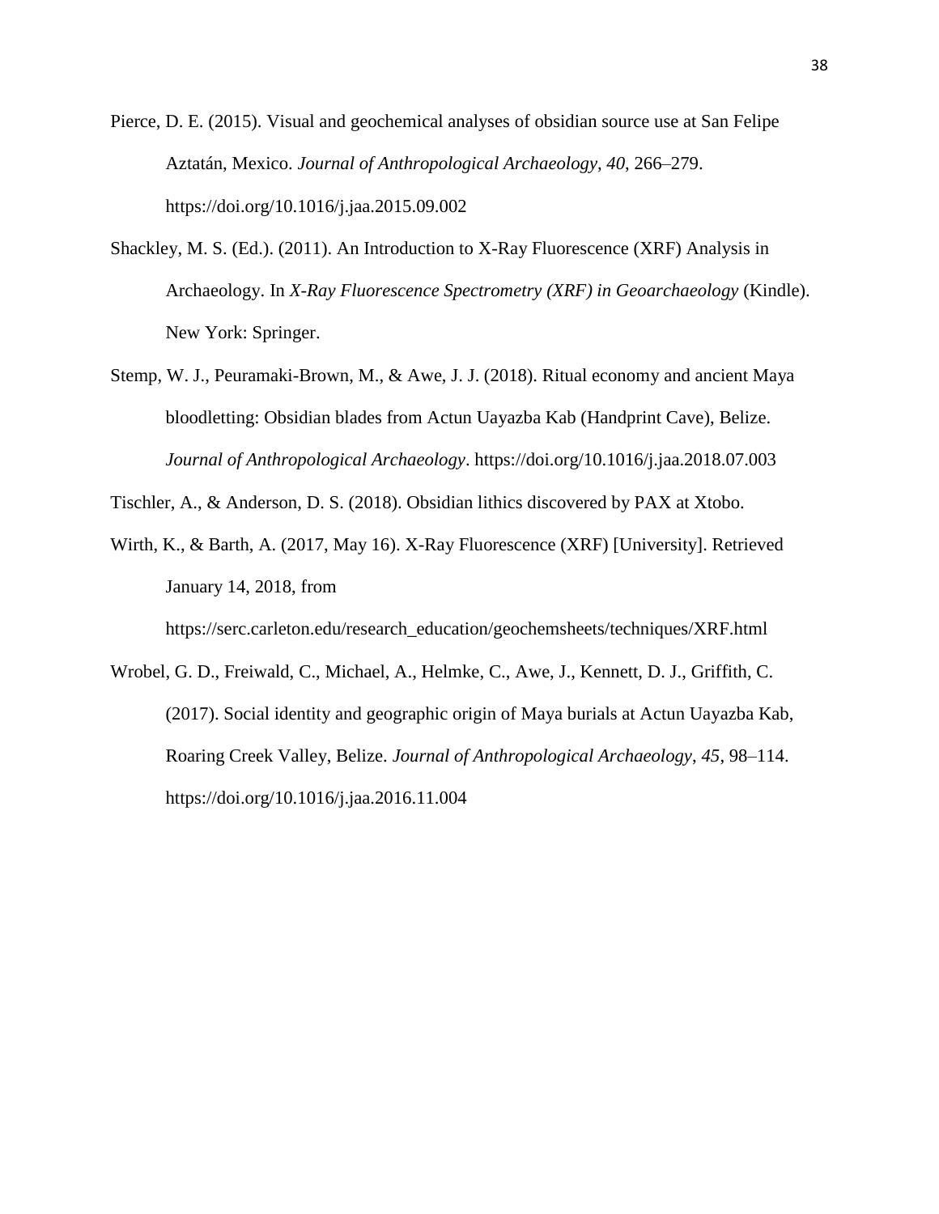Pierce, D. E. (2015). Visual and geochemical analyses of obsidian source use at San Felipe Aztatán, Mexico. *Journal of Anthropological Archaeology*, *40*, 266–279. https://doi.org/10.1016/j.jaa.2015.09.002

Shackley, M. S. (Ed.). (2011). An Introduction to X-Ray Fluorescence (XRF) Analysis in Archaeology. In *X-Ray Fluorescence Spectrometry (XRF) in Geoarchaeology* (Kindle). New York: Springer.

Stemp, W. J., Peuramaki-Brown, M., & Awe, J. J. (2018). Ritual economy and ancient Maya bloodletting: Obsidian blades from Actun Uayazba Kab (Handprint Cave), Belize. *Journal of Anthropological Archaeology*. https://doi.org/10.1016/j.jaa.2018.07.003

Tischler, A., & Anderson, D. S. (2018). Obsidian lithics discovered by PAX at Xtobo.

Wirth, K., & Barth, A. (2017, May 16). X-Ray Fluorescence (XRF) [University]. Retrieved January 14, 2018, from https://serc.carleton.edu/research_education/geochemsheets/techniques/XRF.html

Wrobel, G. D., Freiwald, C., Michael, A., Helmke, C., Awe, J., Kennett, D. J., Griffith, C. (2017). Social identity and geographic origin of Maya burials at Actun Uayazba Kab, Roaring Creek Valley, Belize. *Journal of Anthropological Archaeology*, *45*, 98–114. https://doi.org/10.1016/j.jaa.2016.11.004